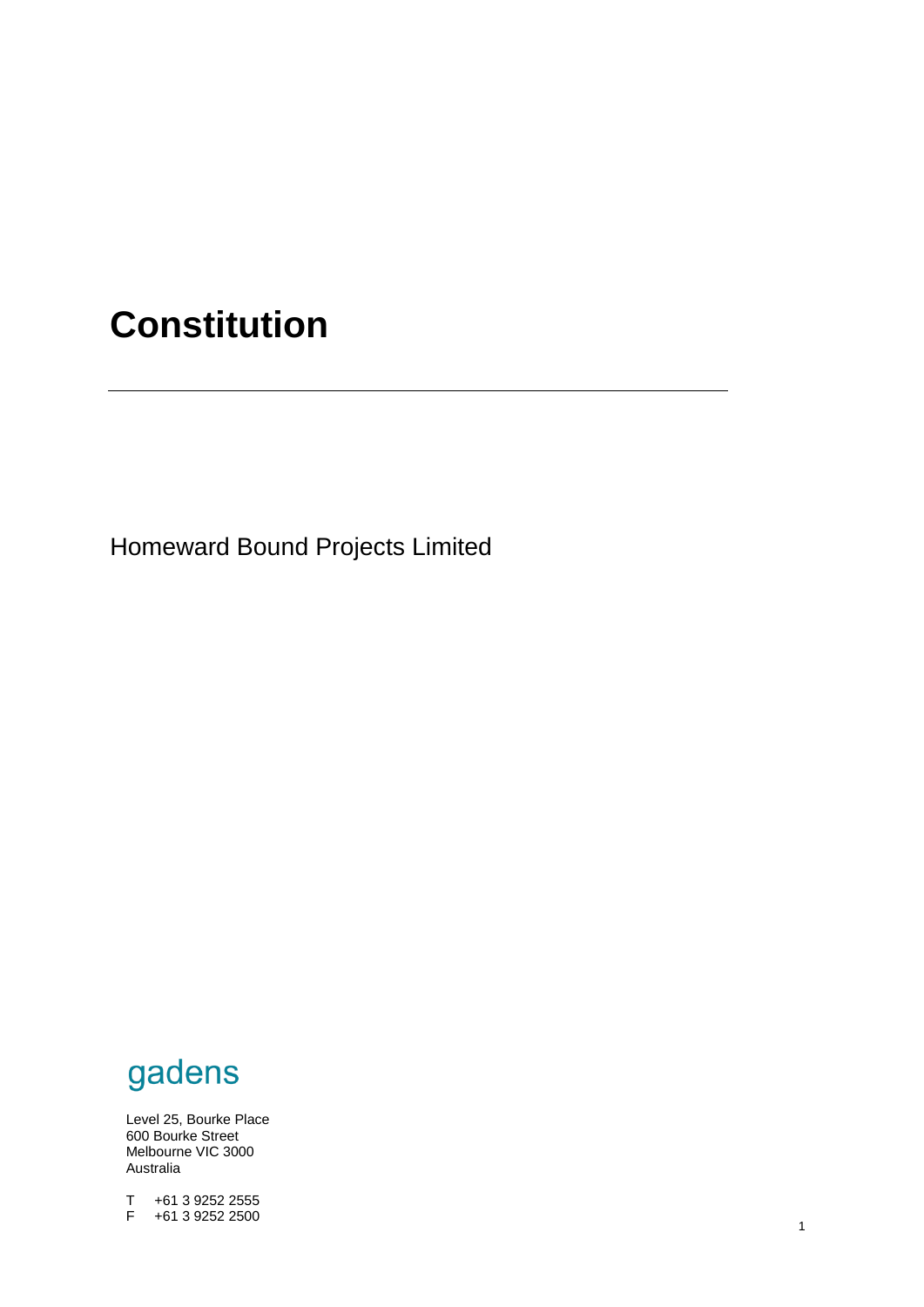# Constitution

---

Homeward Bound Projects Limited

gadens

Level 25, Bourke Place
600 Bourke Street
Melbourne VIC 3000
Australia

T +61 3 9252 2555
F +61 3 9252 2500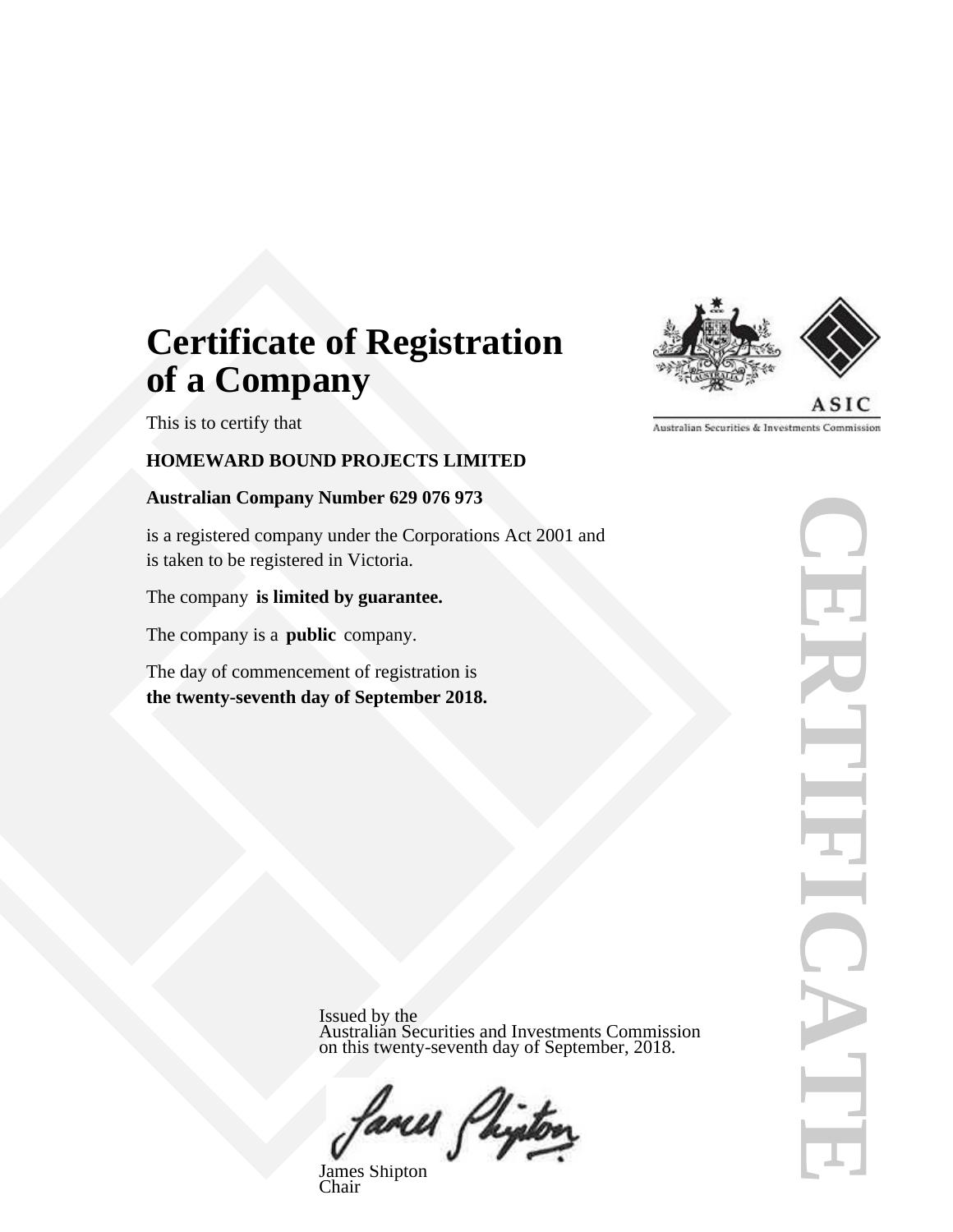# Certificate of Registration of a Company

This is to certify that

**HOMEWARD BOUND PROJECTS LIMITED**

**Australian Company Number 629 076 973**

is a registered company under the Corporations Act 2001 and is taken to be registered in Victoria.

The company **is limited by guarantee.**

The company is a **public** company.

The day of commencement of registration is **the twenty-seventh day of September 2018.**

ASIC

Australian Securities & Investments Commission

CERTIFICATE

Issued by the
Australian Securities and Investments Commission
on this twenty-seventh day of September, 2018.

James Shipton
Chair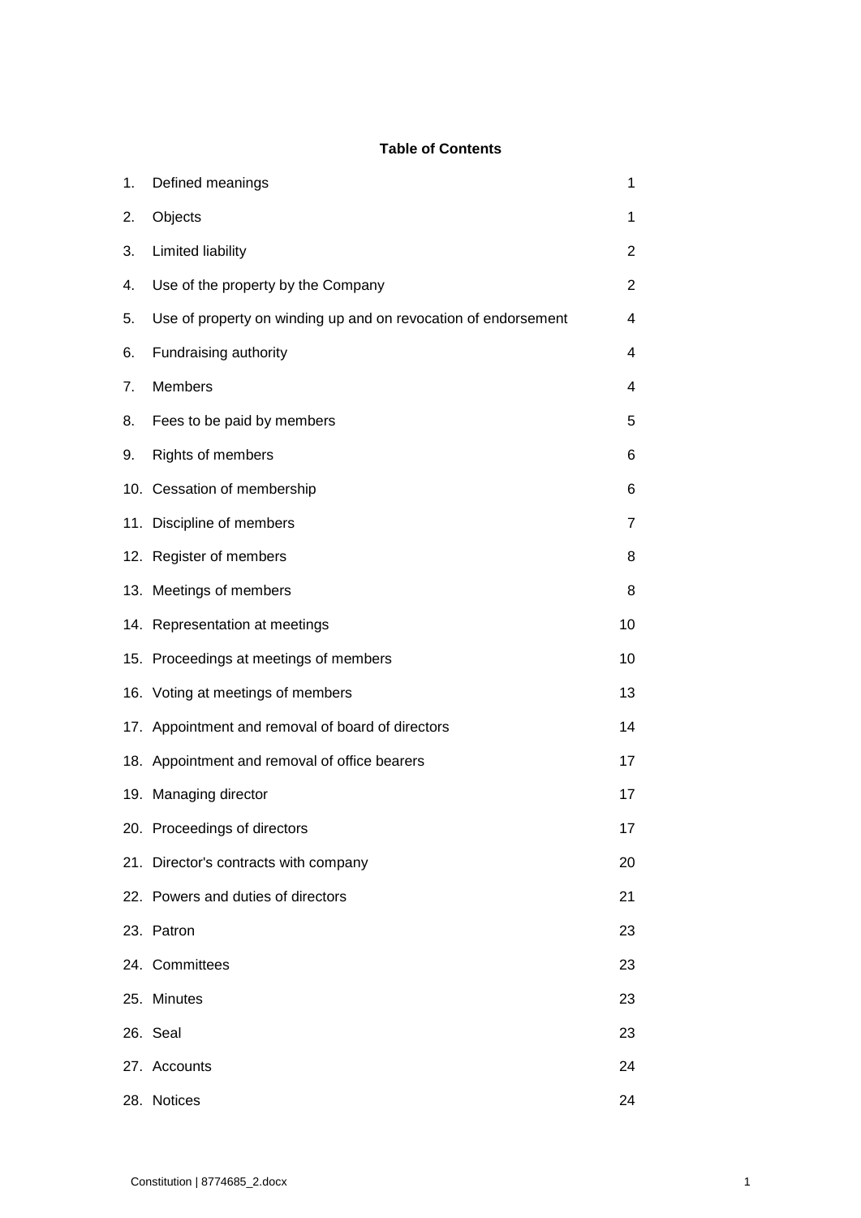**Table of Contents**

| | | |
|---|---|---|
| 1. | Defined meanings | 1 |
| 2. | Objects | 1 |
| 3. | Limited liability | 2 |
| 4. | Use of the property by the Company | 2 |
| 5. | Use of property on winding up and on revocation of endorsement | 4 |
| 6. | Fundraising authority | 4 |
| 7. | Members | 4 |
| 8. | Fees to be paid by members | 5 |
| 9. | Rights of members | 6 |
| 10. | Cessation of membership | 6 |
| 11. | Discipline of members | 7 |
| 12. | Register of members | 8 |
| 13. | Meetings of members | 8 |
| 14. | Representation at meetings | 10 |
| 15. | Proceedings at meetings of members | 10 |
| 16. | Voting at meetings of members | 13 |
| 17. | Appointment and removal of board of directors | 14 |
| 18. | Appointment and removal of office bearers | 17 |
| 19. | Managing director | 17 |
| 20. | Proceedings of directors | 17 |
| 21. | Director's contracts with company | 20 |
| 22. | Powers and duties of directors | 21 |
| 23. | Patron | 23 |
| 24. | Committees | 23 |
| 25. | Minutes | 23 |
| 26. | Seal | 23 |
| 27. | Accounts | 24 |
| 28. | Notices | 24 |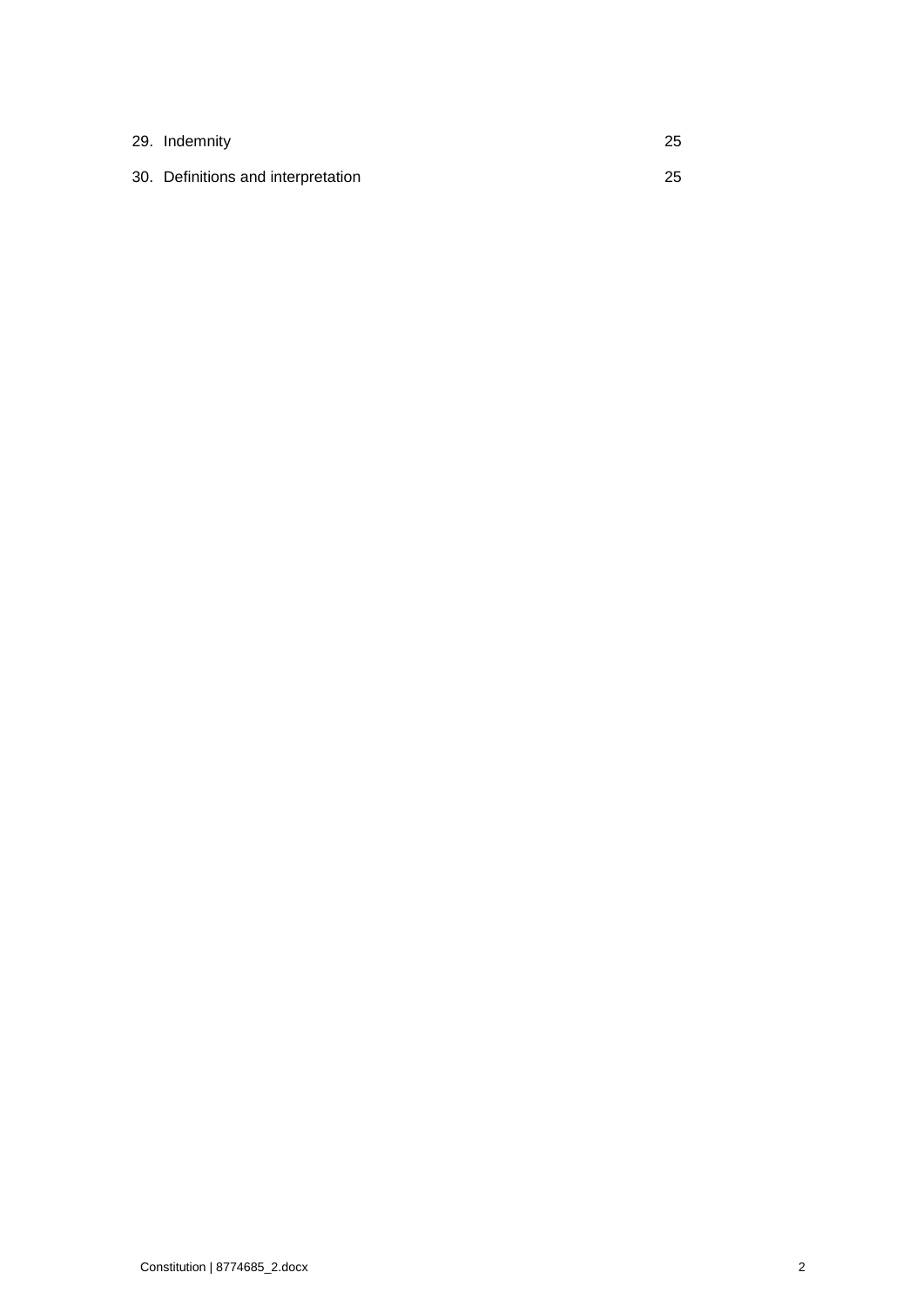| | |
|---|---|
| 29. Indemnity | 25 |
| 30. Definitions and interpretation | 25 |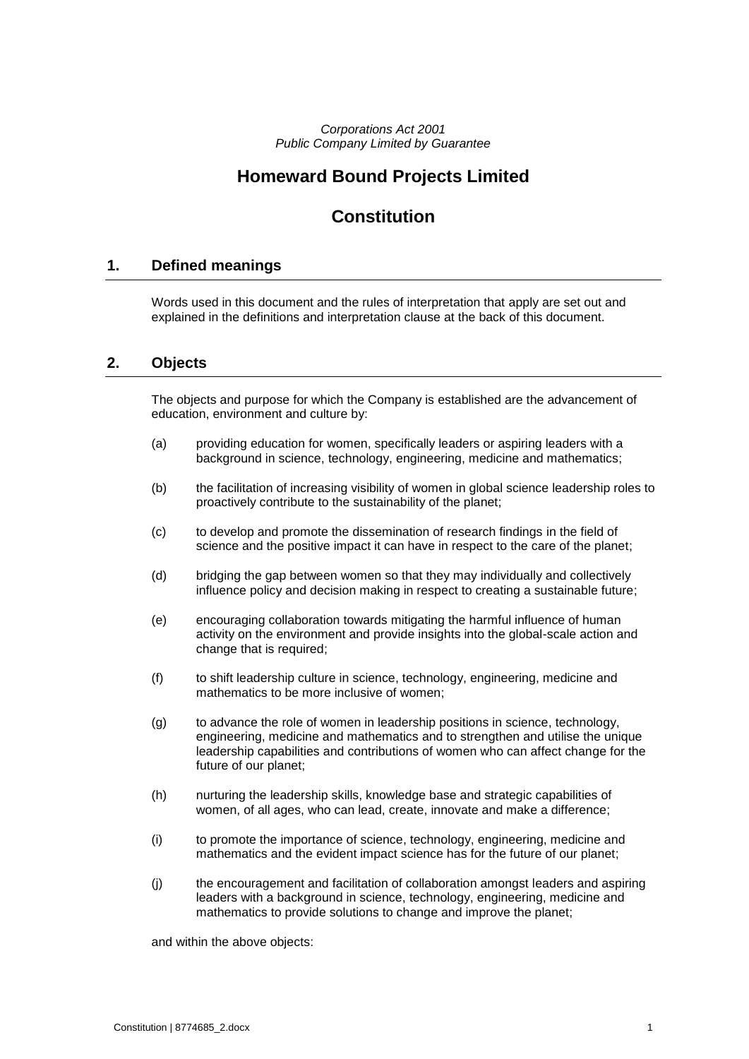*Corporations Act 2001*
*Public Company Limited by Guarantee*

# Homeward Bound Projects Limited

# Constitution

## 1. Defined meanings

Words used in this document and the rules of interpretation that apply are set out and explained in the definitions and interpretation clause at the back of this document.

## 2. Objects

The objects and purpose for which the Company is established are the advancement of education, environment and culture by:

(a) providing education for women, specifically leaders or aspiring leaders with a background in science, technology, engineering, medicine and mathematics;

(b) the facilitation of increasing visibility of women in global science leadership roles to proactively contribute to the sustainability of the planet;

(c) to develop and promote the dissemination of research findings in the field of science and the positive impact it can have in respect to the care of the planet;

(d) bridging the gap between women so that they may individually and collectively influence policy and decision making in respect to creating a sustainable future;

(e) encouraging collaboration towards mitigating the harmful influence of human activity on the environment and provide insights into the global-scale action and change that is required;

(f) to shift leadership culture in science, technology, engineering, medicine and mathematics to be more inclusive of women;

(g) to advance the role of women in leadership positions in science, technology, engineering, medicine and mathematics and to strengthen and utilise the unique leadership capabilities and contributions of women who can affect change for the future of our planet;

(h) nurturing the leadership skills, knowledge base and strategic capabilities of women, of all ages, who can lead, create, innovate and make a difference;

(i) to promote the importance of science, technology, engineering, medicine and mathematics and the evident impact science has for the future of our planet;

(j) the encouragement and facilitation of collaboration amongst leaders and aspiring leaders with a background in science, technology, engineering, medicine and mathematics to provide solutions to change and improve the planet;

and within the above objects: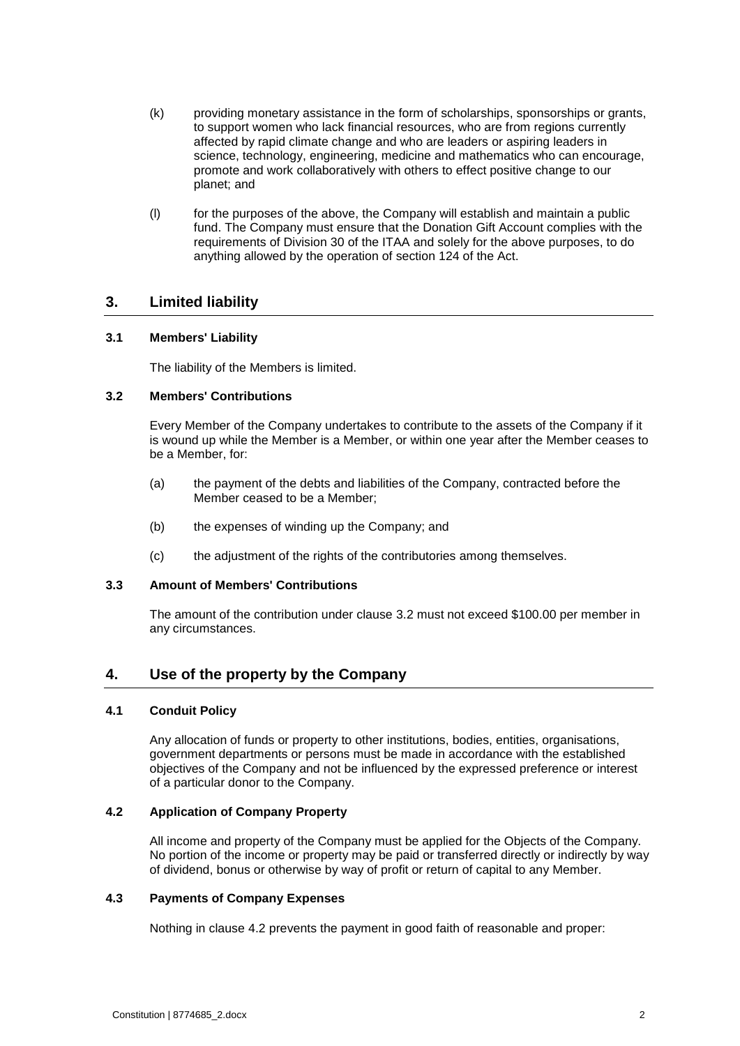(k) providing monetary assistance in the form of scholarships, sponsorships or grants, to support women who lack financial resources, who are from regions currently affected by rapid climate change and who are leaders or aspiring leaders in science, technology, engineering, medicine and mathematics who can encourage, promote and work collaboratively with others to effect positive change to our planet; and

(l) for the purposes of the above, the Company will establish and maintain a public fund. The Company must ensure that the Donation Gift Account complies with the requirements of Division 30 of the ITAA and solely for the above purposes, to do anything allowed by the operation of section 124 of the Act.

## 3. Limited liability

### 3.1 Members' Liability

The liability of the Members is limited.

### 3.2 Members' Contributions

Every Member of the Company undertakes to contribute to the assets of the Company if it is wound up while the Member is a Member, or within one year after the Member ceases to be a Member, for:

(a) the payment of the debts and liabilities of the Company, contracted before the Member ceased to be a Member;

(b) the expenses of winding up the Company; and

(c) the adjustment of the rights of the contributories among themselves.

### 3.3 Amount of Members' Contributions

The amount of the contribution under clause 3.2 must not exceed $100.00 per member in any circumstances.

## 4. Use of the property by the Company

### 4.1 Conduit Policy

Any allocation of funds or property to other institutions, bodies, entities, organisations, government departments or persons must be made in accordance with the established objectives of the Company and not be influenced by the expressed preference or interest of a particular donor to the Company.

### 4.2 Application of Company Property

All income and property of the Company must be applied for the Objects of the Company. No portion of the income or property may be paid or transferred directly or indirectly by way of dividend, bonus or otherwise by way of profit or return of capital to any Member.

### 4.3 Payments of Company Expenses

Nothing in clause 4.2 prevents the payment in good faith of reasonable and proper: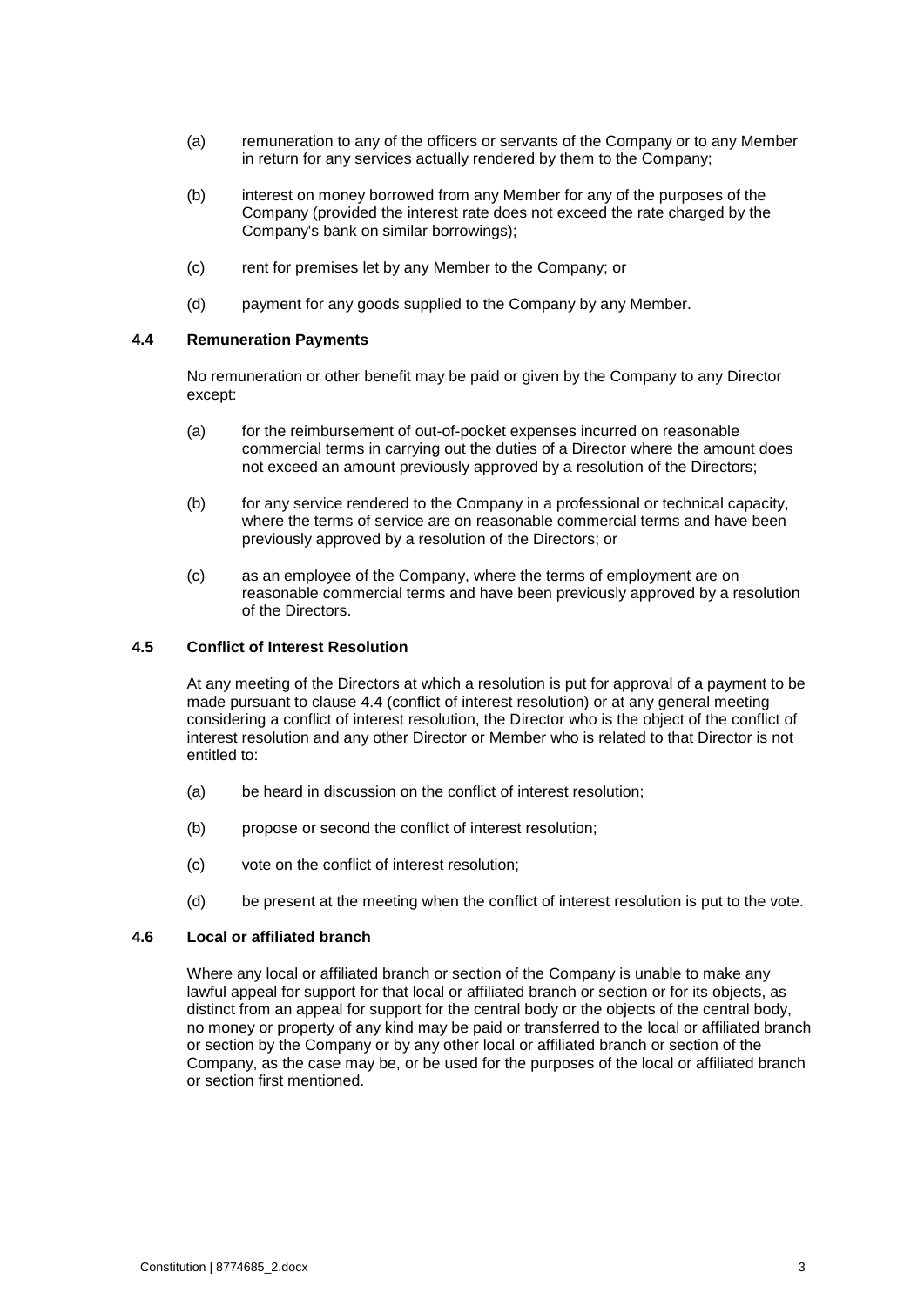(a) remuneration to any of the officers or servants of the Company or to any Member in return for any services actually rendered by them to the Company;

(b) interest on money borrowed from any Member for any of the purposes of the Company (provided the interest rate does not exceed the rate charged by the Company's bank on similar borrowings);

(c) rent for premises let by any Member to the Company; or

(d) payment for any goods supplied to the Company by any Member.

### 4.4 Remuneration Payments

No remuneration or other benefit may be paid or given by the Company to any Director except:

(a) for the reimbursement of out-of-pocket expenses incurred on reasonable commercial terms in carrying out the duties of a Director where the amount does not exceed an amount previously approved by a resolution of the Directors;

(b) for any service rendered to the Company in a professional or technical capacity, where the terms of service are on reasonable commercial terms and have been previously approved by a resolution of the Directors; or

(c) as an employee of the Company, where the terms of employment are on reasonable commercial terms and have been previously approved by a resolution of the Directors.

### 4.5 Conflict of Interest Resolution

At any meeting of the Directors at which a resolution is put for approval of a payment to be made pursuant to clause 4.4 (conflict of interest resolution) or at any general meeting considering a conflict of interest resolution, the Director who is the object of the conflict of interest resolution and any other Director or Member who is related to that Director is not entitled to:

(a) be heard in discussion on the conflict of interest resolution;

(b) propose or second the conflict of interest resolution;

(c) vote on the conflict of interest resolution;

(d) be present at the meeting when the conflict of interest resolution is put to the vote.

### 4.6 Local or affiliated branch

Where any local or affiliated branch or section of the Company is unable to make any lawful appeal for support for that local or affiliated branch or section or for its objects, as distinct from an appeal for support for the central body or the objects of the central body, no money or property of any kind may be paid or transferred to the local or affiliated branch or section by the Company or by any other local or affiliated branch or section of the Company, as the case may be, or be used for the purposes of the local or affiliated branch or section first mentioned.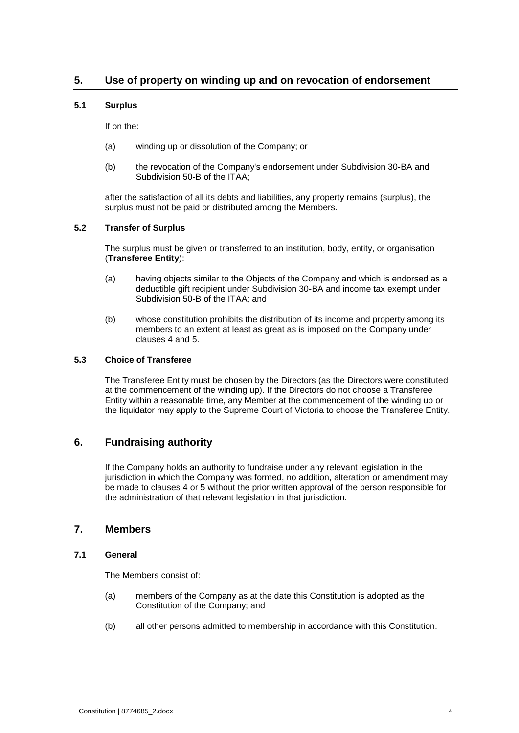## 5. Use of property on winding up and on revocation of endorsement

### 5.1 Surplus

If on the:

(a) winding up or dissolution of the Company; or

(b) the revocation of the Company's endorsement under Subdivision 30-BA and Subdivision 50-B of the ITAA;

after the satisfaction of all its debts and liabilities, any property remains (surplus), the surplus must not be paid or distributed among the Members.

### 5.2 Transfer of Surplus

The surplus must be given or transferred to an institution, body, entity, or organisation (**Transferee Entity**):

(a) having objects similar to the Objects of the Company and which is endorsed as a deductible gift recipient under Subdivision 30-BA and income tax exempt under Subdivision 50-B of the ITAA; and

(b) whose constitution prohibits the distribution of its income and property among its members to an extent at least as great as is imposed on the Company under clauses 4 and 5.

### 5.3 Choice of Transferee

The Transferee Entity must be chosen by the Directors (as the Directors were constituted at the commencement of the winding up). If the Directors do not choose a Transferee Entity within a reasonable time, any Member at the commencement of the winding up or the liquidator may apply to the Supreme Court of Victoria to choose the Transferee Entity.

## 6. Fundraising authority

If the Company holds an authority to fundraise under any relevant legislation in the jurisdiction in which the Company was formed, no addition, alteration or amendment may be made to clauses 4 or 5 without the prior written approval of the person responsible for the administration of that relevant legislation in that jurisdiction.

## 7. Members

### 7.1 General

The Members consist of:

(a) members of the Company as at the date this Constitution is adopted as the Constitution of the Company; and

(b) all other persons admitted to membership in accordance with this Constitution.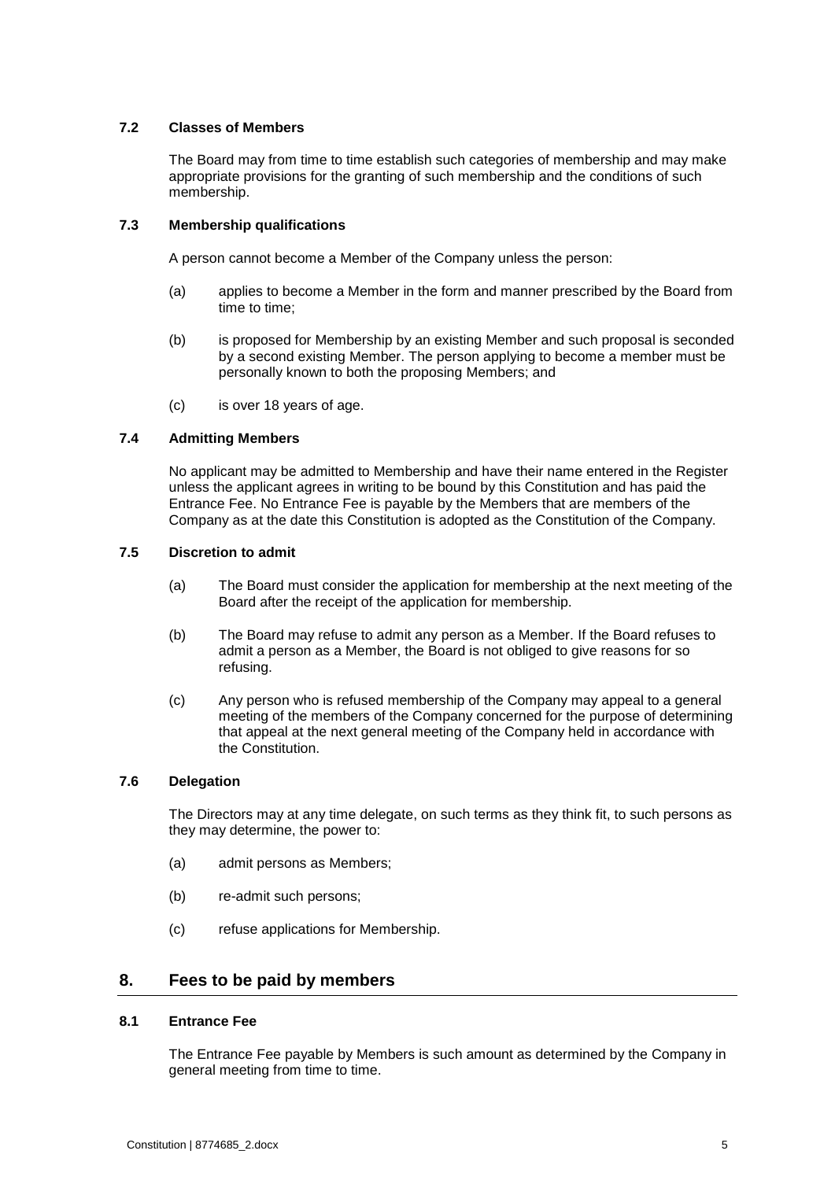### 7.2 Classes of Members

The Board may from time to time establish such categories of membership and may make appropriate provisions for the granting of such membership and the conditions of such membership.

### 7.3 Membership qualifications

A person cannot become a Member of the Company unless the person:

(a) applies to become a Member in the form and manner prescribed by the Board from time to time;

(b) is proposed for Membership by an existing Member and such proposal is seconded by a second existing Member. The person applying to become a member must be personally known to both the proposing Members; and

(c) is over 18 years of age.

### 7.4 Admitting Members

No applicant may be admitted to Membership and have their name entered in the Register unless the applicant agrees in writing to be bound by this Constitution and has paid the Entrance Fee. No Entrance Fee is payable by the Members that are members of the Company as at the date this Constitution is adopted as the Constitution of the Company.

### 7.5 Discretion to admit

(a) The Board must consider the application for membership at the next meeting of the Board after the receipt of the application for membership.

(b) The Board may refuse to admit any person as a Member. If the Board refuses to admit a person as a Member, the Board is not obliged to give reasons for so refusing.

(c) Any person who is refused membership of the Company may appeal to a general meeting of the members of the Company concerned for the purpose of determining that appeal at the next general meeting of the Company held in accordance with the Constitution.

### 7.6 Delegation

The Directors may at any time delegate, on such terms as they think fit, to such persons as they may determine, the power to:

(a) admit persons as Members;

(b) re-admit such persons;

(c) refuse applications for Membership.

## 8. Fees to be paid by members

### 8.1 Entrance Fee

The Entrance Fee payable by Members is such amount as determined by the Company in general meeting from time to time.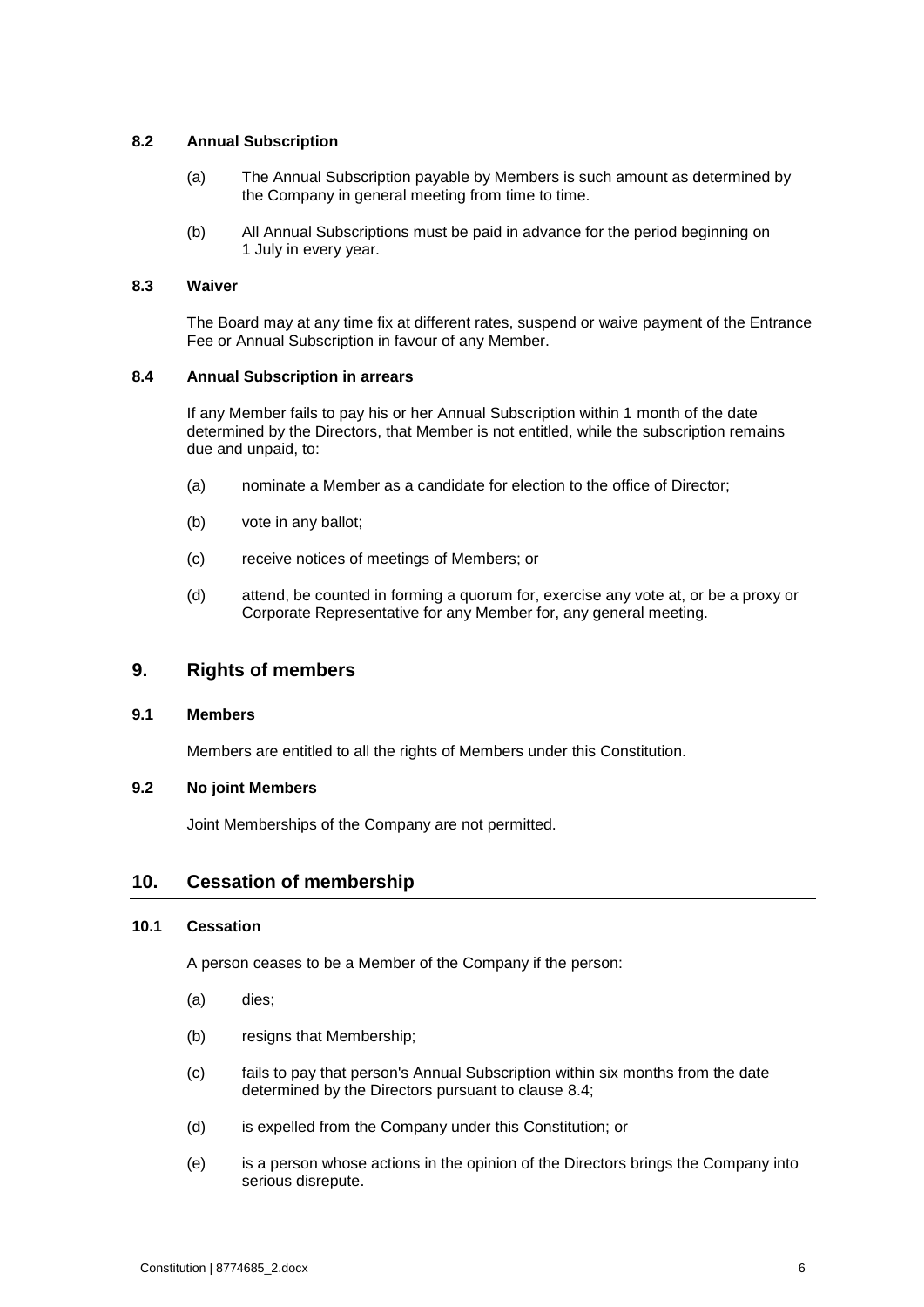### 8.2 Annual Subscription

(a) The Annual Subscription payable by Members is such amount as determined by the Company in general meeting from time to time.

(b) All Annual Subscriptions must be paid in advance for the period beginning on 1 July in every year.

### 8.3 Waiver

The Board may at any time fix at different rates, suspend or waive payment of the Entrance Fee or Annual Subscription in favour of any Member.

### 8.4 Annual Subscription in arrears

If any Member fails to pay his or her Annual Subscription within 1 month of the date determined by the Directors, that Member is not entitled, while the subscription remains due and unpaid, to:

(a) nominate a Member as a candidate for election to the office of Director;

(b) vote in any ballot;

(c) receive notices of meetings of Members; or

(d) attend, be counted in forming a quorum for, exercise any vote at, or be a proxy or Corporate Representative for any Member for, any general meeting.

## 9. Rights of members

### 9.1 Members

Members are entitled to all the rights of Members under this Constitution.

### 9.2 No joint Members

Joint Memberships of the Company are not permitted.

## 10. Cessation of membership

### 10.1 Cessation

A person ceases to be a Member of the Company if the person:

(a) dies;

(b) resigns that Membership;

(c) fails to pay that person's Annual Subscription within six months from the date determined by the Directors pursuant to clause 8.4;

(d) is expelled from the Company under this Constitution; or

(e) is a person whose actions in the opinion of the Directors brings the Company into serious disrepute.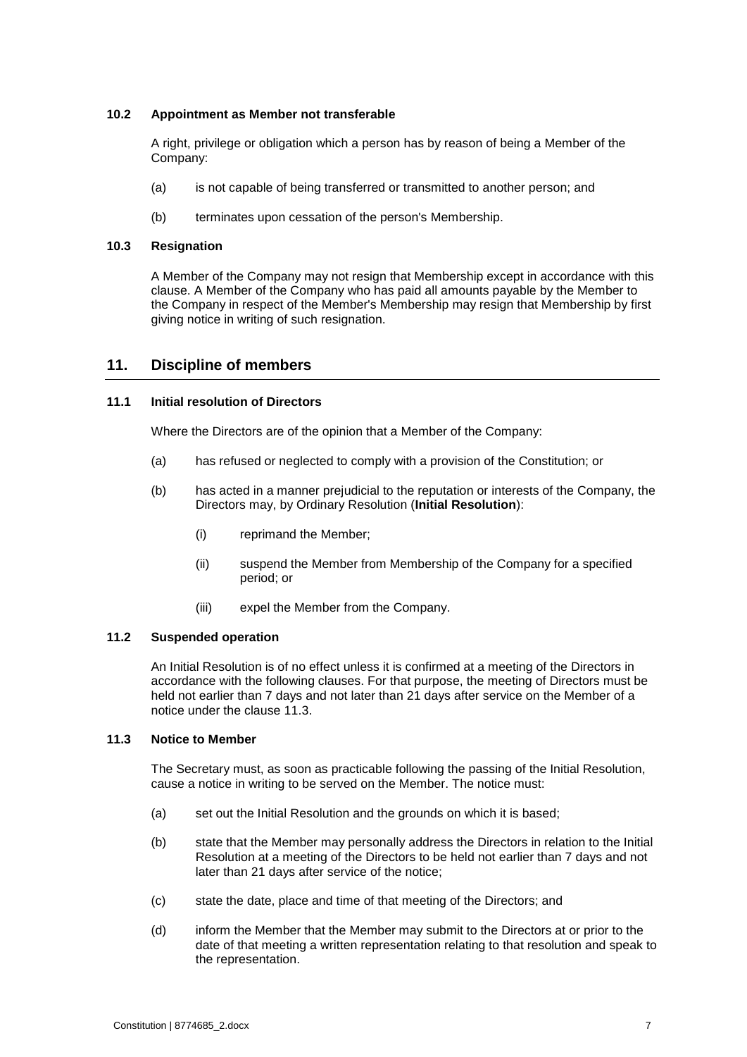### 10.2 Appointment as Member not transferable

A right, privilege or obligation which a person has by reason of being a Member of the Company:

(a) is not capable of being transferred or transmitted to another person; and

(b) terminates upon cessation of the person's Membership.

### 10.3 Resignation

A Member of the Company may not resign that Membership except in accordance with this clause. A Member of the Company who has paid all amounts payable by the Member to the Company in respect of the Member's Membership may resign that Membership by first giving notice in writing of such resignation.

## 11. Discipline of members

### 11.1 Initial resolution of Directors

Where the Directors are of the opinion that a Member of the Company:

(a) has refused or neglected to comply with a provision of the Constitution; or

(b) has acted in a manner prejudicial to the reputation or interests of the Company, the Directors may, by Ordinary Resolution (**Initial Resolution**):

  (i) reprimand the Member;

  (ii) suspend the Member from Membership of the Company for a specified period; or

  (iii) expel the Member from the Company.

### 11.2 Suspended operation

An Initial Resolution is of no effect unless it is confirmed at a meeting of the Directors in accordance with the following clauses. For that purpose, the meeting of Directors must be held not earlier than 7 days and not later than 21 days after service on the Member of a notice under the clause 11.3.

### 11.3 Notice to Member

The Secretary must, as soon as practicable following the passing of the Initial Resolution, cause a notice in writing to be served on the Member. The notice must:

(a) set out the Initial Resolution and the grounds on which it is based;

(b) state that the Member may personally address the Directors in relation to the Initial Resolution at a meeting of the Directors to be held not earlier than 7 days and not later than 21 days after service of the notice;

(c) state the date, place and time of that meeting of the Directors; and

(d) inform the Member that the Member may submit to the Directors at or prior to the date of that meeting a written representation relating to that resolution and speak to the representation.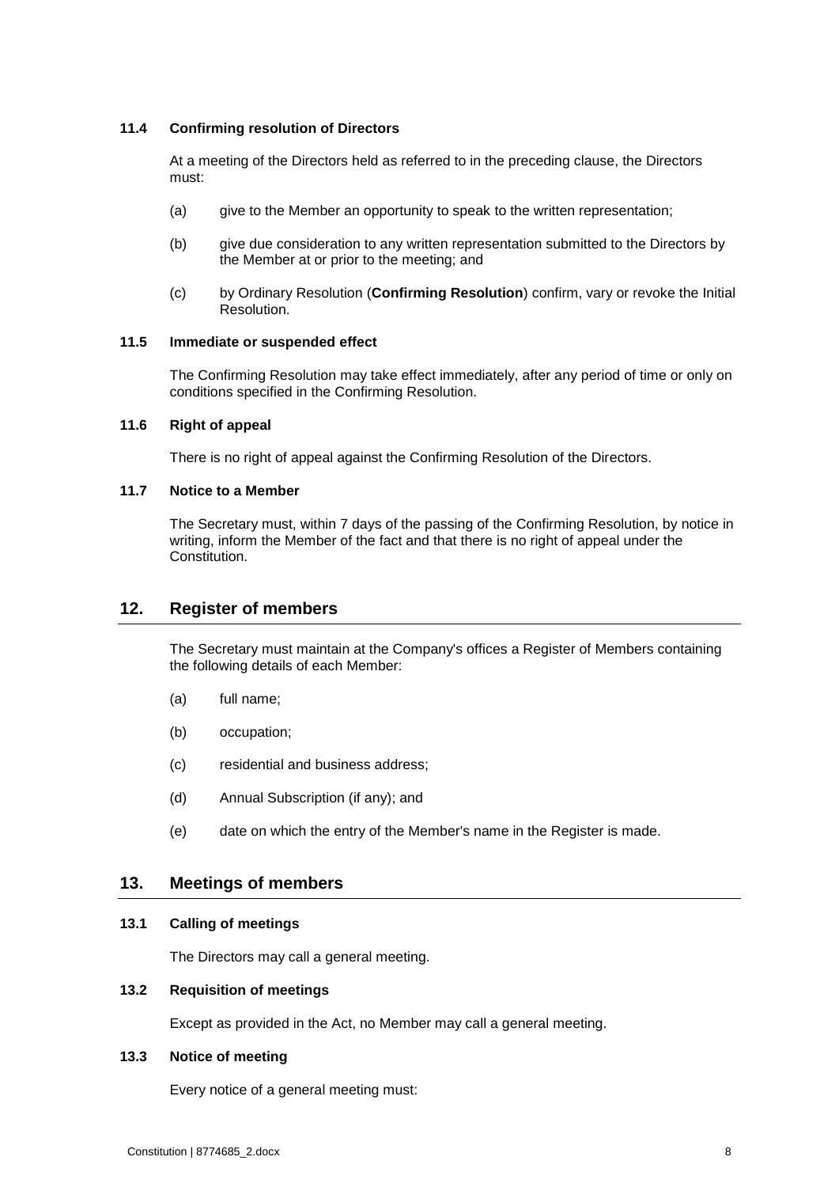### 11.4 Confirming resolution of Directors

At a meeting of the Directors held as referred to in the preceding clause, the Directors must:

(a) give to the Member an opportunity to speak to the written representation;

(b) give due consideration to any written representation submitted to the Directors by the Member at or prior to the meeting; and

(c) by Ordinary Resolution (**Confirming Resolution**) confirm, vary or revoke the Initial Resolution.

### 11.5 Immediate or suspended effect

The Confirming Resolution may take effect immediately, after any period of time or only on conditions specified in the Confirming Resolution.

### 11.6 Right of appeal

There is no right of appeal against the Confirming Resolution of the Directors.

### 11.7 Notice to a Member

The Secretary must, within 7 days of the passing of the Confirming Resolution, by notice in writing, inform the Member of the fact and that there is no right of appeal under the Constitution.

## 12. Register of members

The Secretary must maintain at the Company's offices a Register of Members containing the following details of each Member:

(a) full name;

(b) occupation;

(c) residential and business address;

(d) Annual Subscription (if any); and

(e) date on which the entry of the Member's name in the Register is made.

## 13. Meetings of members

### 13.1 Calling of meetings

The Directors may call a general meeting.

### 13.2 Requisition of meetings

Except as provided in the Act, no Member may call a general meeting.

### 13.3 Notice of meeting

Every notice of a general meeting must: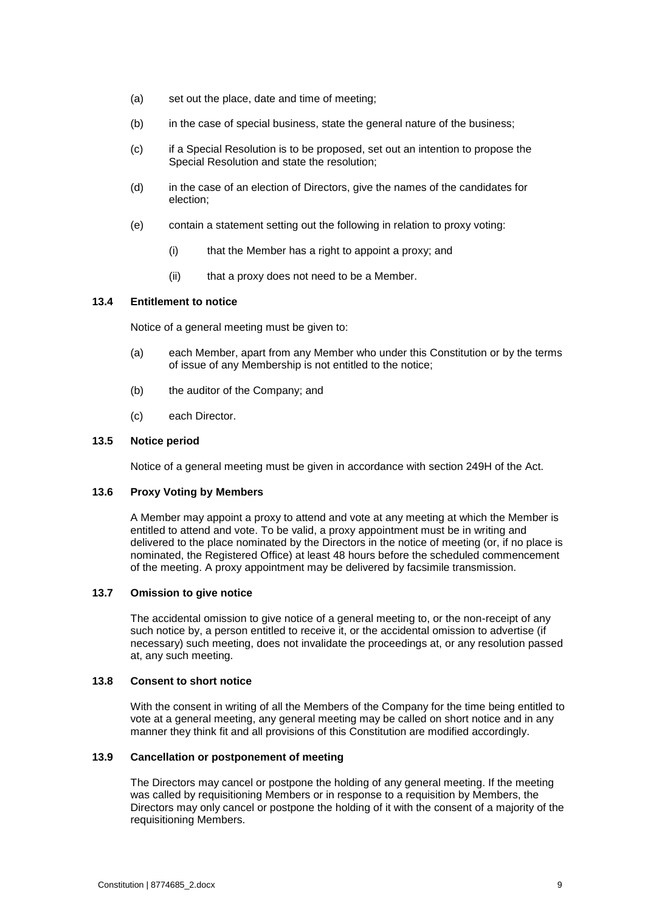(a) set out the place, date and time of meeting;

(b) in the case of special business, state the general nature of the business;

(c) if a Special Resolution is to be proposed, set out an intention to propose the Special Resolution and state the resolution;

(d) in the case of an election of Directors, give the names of the candidates for election;

(e) contain a statement setting out the following in relation to proxy voting:

   (i) that the Member has a right to appoint a proxy; and

   (ii) that a proxy does not need to be a Member.

### 13.4 Entitlement to notice

Notice of a general meeting must be given to:

(a) each Member, apart from any Member who under this Constitution or by the terms of issue of any Membership is not entitled to the notice;

(b) the auditor of the Company; and

(c) each Director.

### 13.5 Notice period

Notice of a general meeting must be given in accordance with section 249H of the Act.

### 13.6 Proxy Voting by Members

A Member may appoint a proxy to attend and vote at any meeting at which the Member is entitled to attend and vote. To be valid, a proxy appointment must be in writing and delivered to the place nominated by the Directors in the notice of meeting (or, if no place is nominated, the Registered Office) at least 48 hours before the scheduled commencement of the meeting. A proxy appointment may be delivered by facsimile transmission.

### 13.7 Omission to give notice

The accidental omission to give notice of a general meeting to, or the non-receipt of any such notice by, a person entitled to receive it, or the accidental omission to advertise (if necessary) such meeting, does not invalidate the proceedings at, or any resolution passed at, any such meeting.

### 13.8 Consent to short notice

With the consent in writing of all the Members of the Company for the time being entitled to vote at a general meeting, any general meeting may be called on short notice and in any manner they think fit and all provisions of this Constitution are modified accordingly.

### 13.9 Cancellation or postponement of meeting

The Directors may cancel or postpone the holding of any general meeting. If the meeting was called by requisitioning Members or in response to a requisition by Members, the Directors may only cancel or postpone the holding of it with the consent of a majority of the requisitioning Members.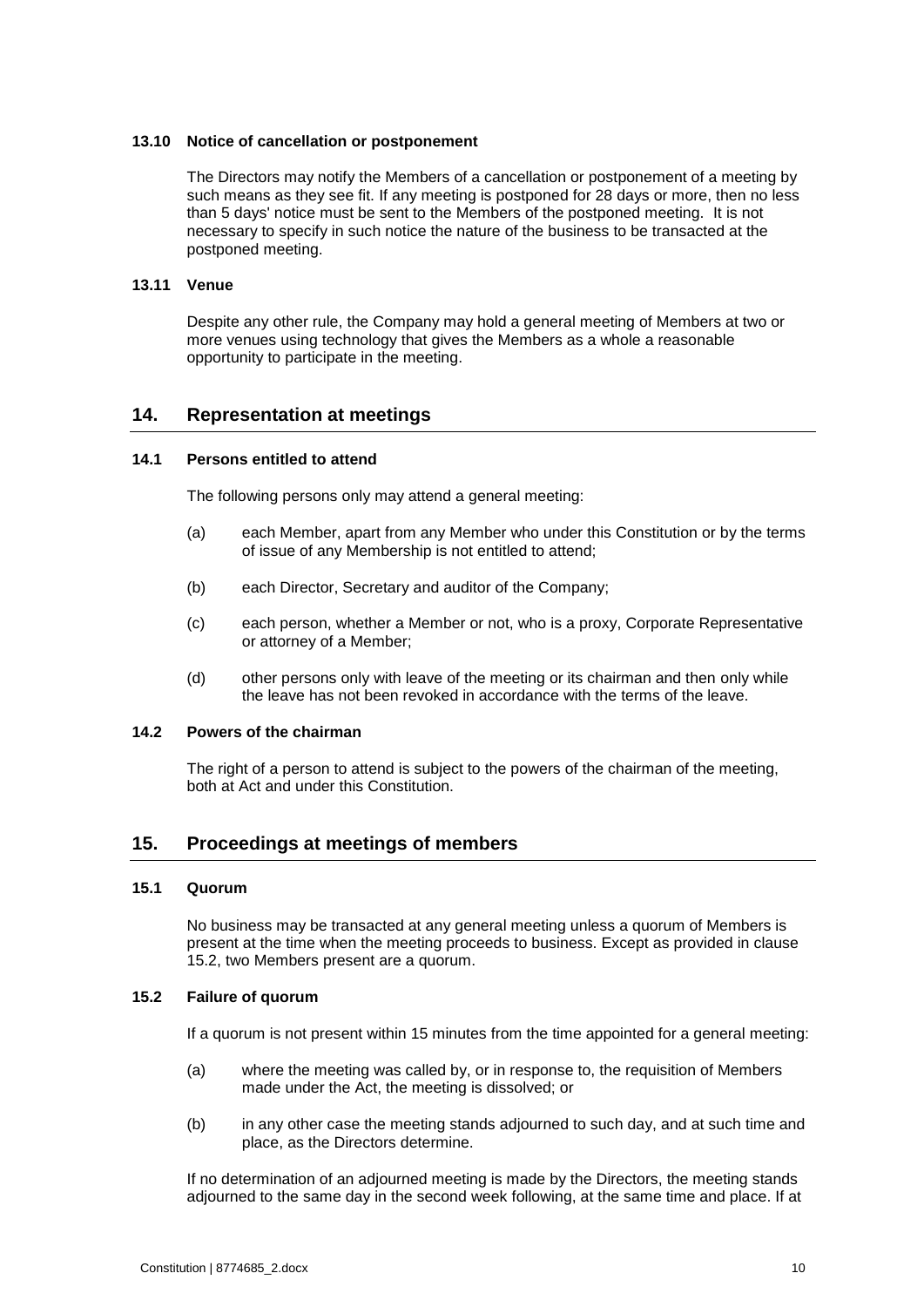### 13.10 Notice of cancellation or postponement

The Directors may notify the Members of a cancellation or postponement of a meeting by such means as they see fit. If any meeting is postponed for 28 days or more, then no less than 5 days' notice must be sent to the Members of the postponed meeting. It is not necessary to specify in such notice the nature of the business to be transacted at the postponed meeting.

### 13.11 Venue

Despite any other rule, the Company may hold a general meeting of Members at two or more venues using technology that gives the Members as a whole a reasonable opportunity to participate in the meeting.

## 14. Representation at meetings

### 14.1 Persons entitled to attend

The following persons only may attend a general meeting:

(a) each Member, apart from any Member who under this Constitution or by the terms of issue of any Membership is not entitled to attend;

(b) each Director, Secretary and auditor of the Company;

(c) each person, whether a Member or not, who is a proxy, Corporate Representative or attorney of a Member;

(d) other persons only with leave of the meeting or its chairman and then only while the leave has not been revoked in accordance with the terms of the leave.

### 14.2 Powers of the chairman

The right of a person to attend is subject to the powers of the chairman of the meeting, both at Act and under this Constitution.

## 15. Proceedings at meetings of members

### 15.1 Quorum

No business may be transacted at any general meeting unless a quorum of Members is present at the time when the meeting proceeds to business. Except as provided in clause 15.2, two Members present are a quorum.

### 15.2 Failure of quorum

If a quorum is not present within 15 minutes from the time appointed for a general meeting:

(a) where the meeting was called by, or in response to, the requisition of Members made under the Act, the meeting is dissolved; or

(b) in any other case the meeting stands adjourned to such day, and at such time and place, as the Directors determine.

If no determination of an adjourned meeting is made by the Directors, the meeting stands adjourned to the same day in the second week following, at the same time and place. If at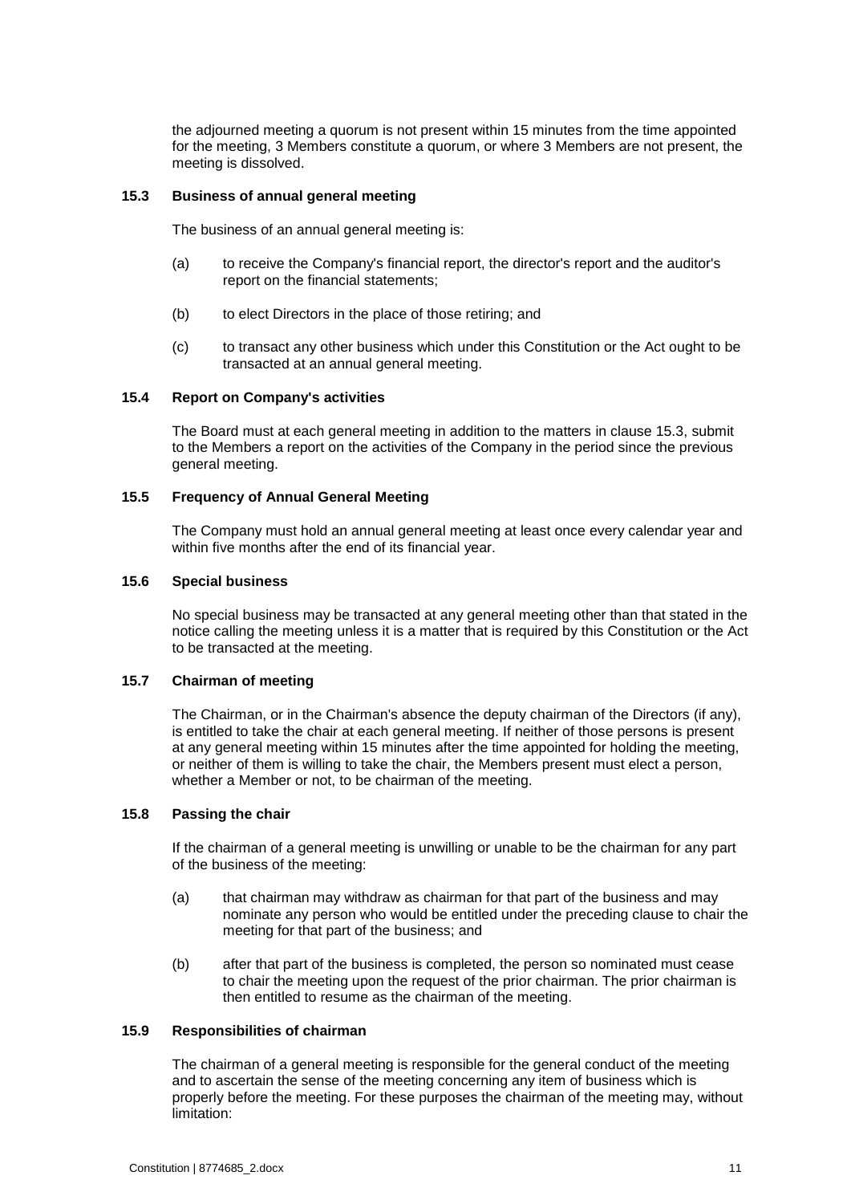the adjourned meeting a quorum is not present within 15 minutes from the time appointed for the meeting, 3 Members constitute a quorum, or where 3 Members are not present, the meeting is dissolved.

### 15.3 Business of annual general meeting

The business of an annual general meeting is:

(a) to receive the Company's financial report, the director's report and the auditor's report on the financial statements;

(b) to elect Directors in the place of those retiring; and

(c) to transact any other business which under this Constitution or the Act ought to be transacted at an annual general meeting.

### 15.4 Report on Company's activities

The Board must at each general meeting in addition to the matters in clause 15.3, submit to the Members a report on the activities of the Company in the period since the previous general meeting.

### 15.5 Frequency of Annual General Meeting

The Company must hold an annual general meeting at least once every calendar year and within five months after the end of its financial year.

### 15.6 Special business

No special business may be transacted at any general meeting other than that stated in the notice calling the meeting unless it is a matter that is required by this Constitution or the Act to be transacted at the meeting.

### 15.7 Chairman of meeting

The Chairman, or in the Chairman's absence the deputy chairman of the Directors (if any), is entitled to take the chair at each general meeting. If neither of those persons is present at any general meeting within 15 minutes after the time appointed for holding the meeting, or neither of them is willing to take the chair, the Members present must elect a person, whether a Member or not, to be chairman of the meeting.

### 15.8 Passing the chair

If the chairman of a general meeting is unwilling or unable to be the chairman for any part of the business of the meeting:

(a) that chairman may withdraw as chairman for that part of the business and may nominate any person who would be entitled under the preceding clause to chair the meeting for that part of the business; and

(b) after that part of the business is completed, the person so nominated must cease to chair the meeting upon the request of the prior chairman. The prior chairman is then entitled to resume as the chairman of the meeting.

### 15.9 Responsibilities of chairman

The chairman of a general meeting is responsible for the general conduct of the meeting and to ascertain the sense of the meeting concerning any item of business which is properly before the meeting. For these purposes the chairman of the meeting may, without limitation: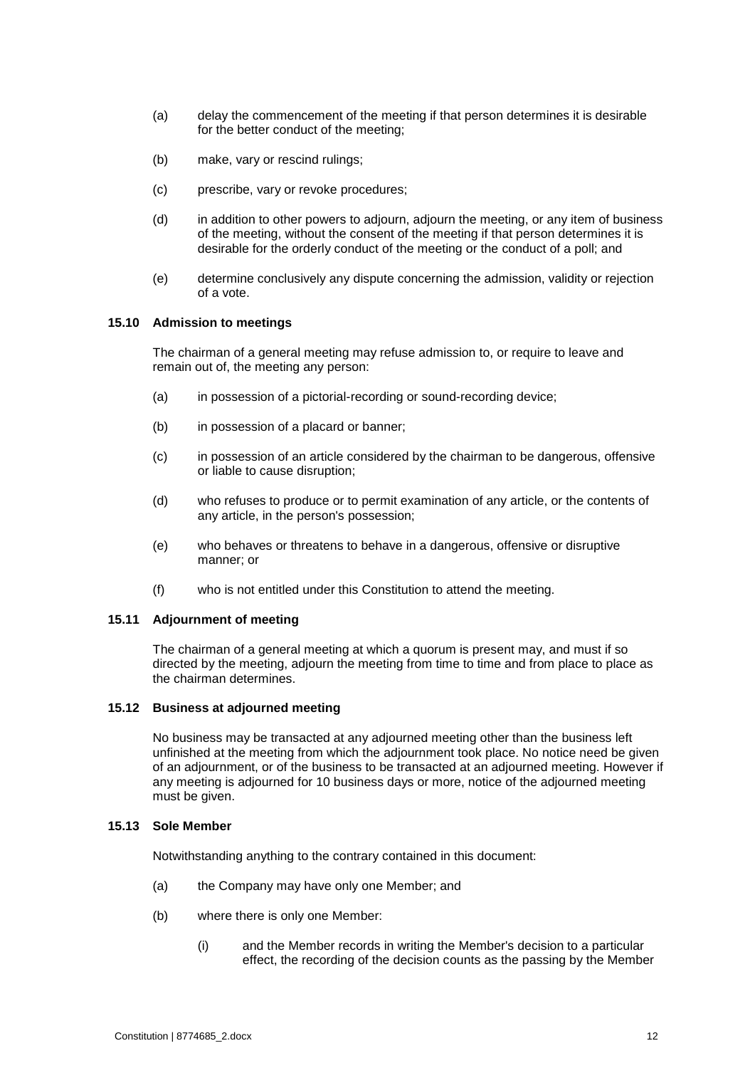(a) delay the commencement of the meeting if that person determines it is desirable for the better conduct of the meeting;

(b) make, vary or rescind rulings;

(c) prescribe, vary or revoke procedures;

(d) in addition to other powers to adjourn, adjourn the meeting, or any item of business of the meeting, without the consent of the meeting if that person determines it is desirable for the orderly conduct of the meeting or the conduct of a poll; and

(e) determine conclusively any dispute concerning the admission, validity or rejection of a vote.

### 15.10 Admission to meetings

The chairman of a general meeting may refuse admission to, or require to leave and remain out of, the meeting any person:

(a) in possession of a pictorial-recording or sound-recording device;

(b) in possession of a placard or banner;

(c) in possession of an article considered by the chairman to be dangerous, offensive or liable to cause disruption;

(d) who refuses to produce or to permit examination of any article, or the contents of any article, in the person's possession;

(e) who behaves or threatens to behave in a dangerous, offensive or disruptive manner; or

(f) who is not entitled under this Constitution to attend the meeting.

### 15.11 Adjournment of meeting

The chairman of a general meeting at which a quorum is present may, and must if so directed by the meeting, adjourn the meeting from time to time and from place to place as the chairman determines.

### 15.12 Business at adjourned meeting

No business may be transacted at any adjourned meeting other than the business left unfinished at the meeting from which the adjournment took place. No notice need be given of an adjournment, or of the business to be transacted at an adjourned meeting. However if any meeting is adjourned for 10 business days or more, notice of the adjourned meeting must be given.

### 15.13 Sole Member

Notwithstanding anything to the contrary contained in this document:

(a) the Company may have only one Member; and

(b) where there is only one Member:

(i) and the Member records in writing the Member's decision to a particular effect, the recording of the decision counts as the passing by the Member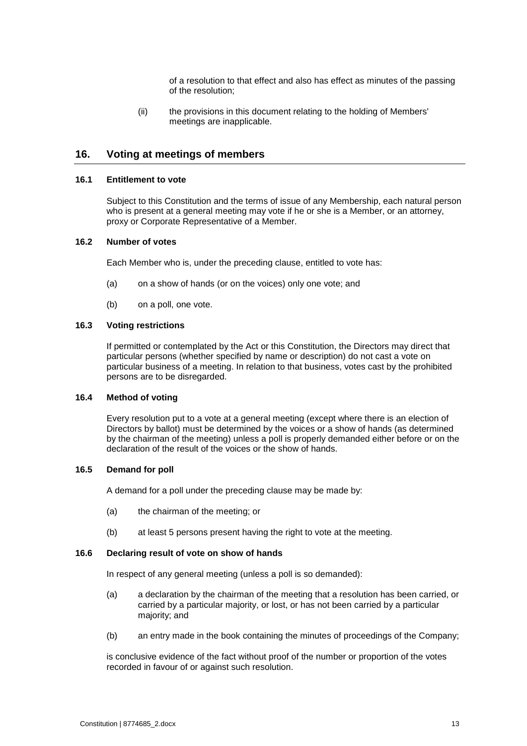of a resolution to that effect and also has effect as minutes of the passing of the resolution;

(ii) the provisions in this document relating to the holding of Members' meetings are inapplicable.

## 16. Voting at meetings of members

### 16.1 Entitlement to vote

Subject to this Constitution and the terms of issue of any Membership, each natural person who is present at a general meeting may vote if he or she is a Member, or an attorney, proxy or Corporate Representative of a Member.

### 16.2 Number of votes

Each Member who is, under the preceding clause, entitled to vote has:

(a) on a show of hands (or on the voices) only one vote; and

(b) on a poll, one vote.

### 16.3 Voting restrictions

If permitted or contemplated by the Act or this Constitution, the Directors may direct that particular persons (whether specified by name or description) do not cast a vote on particular business of a meeting. In relation to that business, votes cast by the prohibited persons are to be disregarded.

### 16.4 Method of voting

Every resolution put to a vote at a general meeting (except where there is an election of Directors by ballot) must be determined by the voices or a show of hands (as determined by the chairman of the meeting) unless a poll is properly demanded either before or on the declaration of the result of the voices or the show of hands.

### 16.5 Demand for poll

A demand for a poll under the preceding clause may be made by:

(a) the chairman of the meeting; or

(b) at least 5 persons present having the right to vote at the meeting.

### 16.6 Declaring result of vote on show of hands

In respect of any general meeting (unless a poll is so demanded):

(a) a declaration by the chairman of the meeting that a resolution has been carried, or carried by a particular majority, or lost, or has not been carried by a particular majority; and

(b) an entry made in the book containing the minutes of proceedings of the Company;

is conclusive evidence of the fact without proof of the number or proportion of the votes recorded in favour of or against such resolution.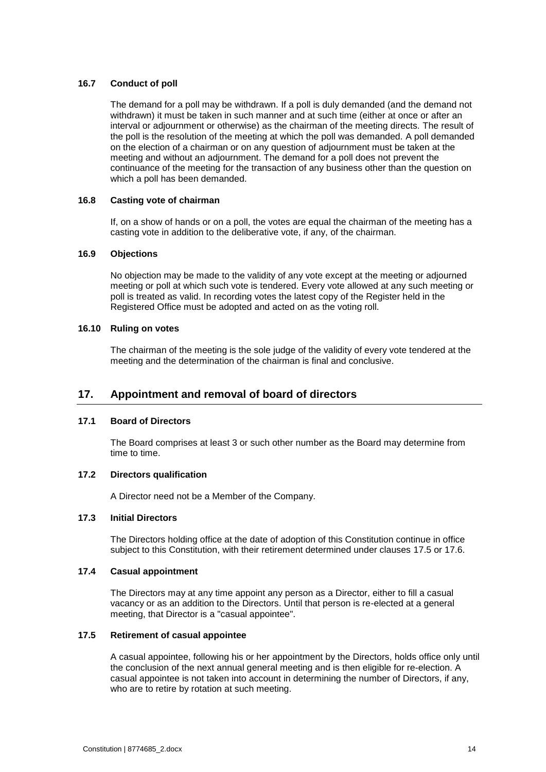### 16.7 Conduct of poll

The demand for a poll may be withdrawn. If a poll is duly demanded (and the demand not withdrawn) it must be taken in such manner and at such time (either at once or after an interval or adjournment or otherwise) as the chairman of the meeting directs. The result of the poll is the resolution of the meeting at which the poll was demanded. A poll demanded on the election of a chairman or on any question of adjournment must be taken at the meeting and without an adjournment. The demand for a poll does not prevent the continuance of the meeting for the transaction of any business other than the question on which a poll has been demanded.

### 16.8 Casting vote of chairman

If, on a show of hands or on a poll, the votes are equal the chairman of the meeting has a casting vote in addition to the deliberative vote, if any, of the chairman.

### 16.9 Objections

No objection may be made to the validity of any vote except at the meeting or adjourned meeting or poll at which such vote is tendered. Every vote allowed at any such meeting or poll is treated as valid. In recording votes the latest copy of the Register held in the Registered Office must be adopted and acted on as the voting roll.

### 16.10 Ruling on votes

The chairman of the meeting is the sole judge of the validity of every vote tendered at the meeting and the determination of the chairman is final and conclusive.

## 17. Appointment and removal of board of directors

### 17.1 Board of Directors

The Board comprises at least 3 or such other number as the Board may determine from time to time.

### 17.2 Directors qualification

A Director need not be a Member of the Company.

### 17.3 Initial Directors

The Directors holding office at the date of adoption of this Constitution continue in office subject to this Constitution, with their retirement determined under clauses 17.5 or 17.6.

### 17.4 Casual appointment

The Directors may at any time appoint any person as a Director, either to fill a casual vacancy or as an addition to the Directors. Until that person is re-elected at a general meeting, that Director is a "casual appointee".

### 17.5 Retirement of casual appointee

A casual appointee, following his or her appointment by the Directors, holds office only until the conclusion of the next annual general meeting and is then eligible for re-election. A casual appointee is not taken into account in determining the number of Directors, if any, who are to retire by rotation at such meeting.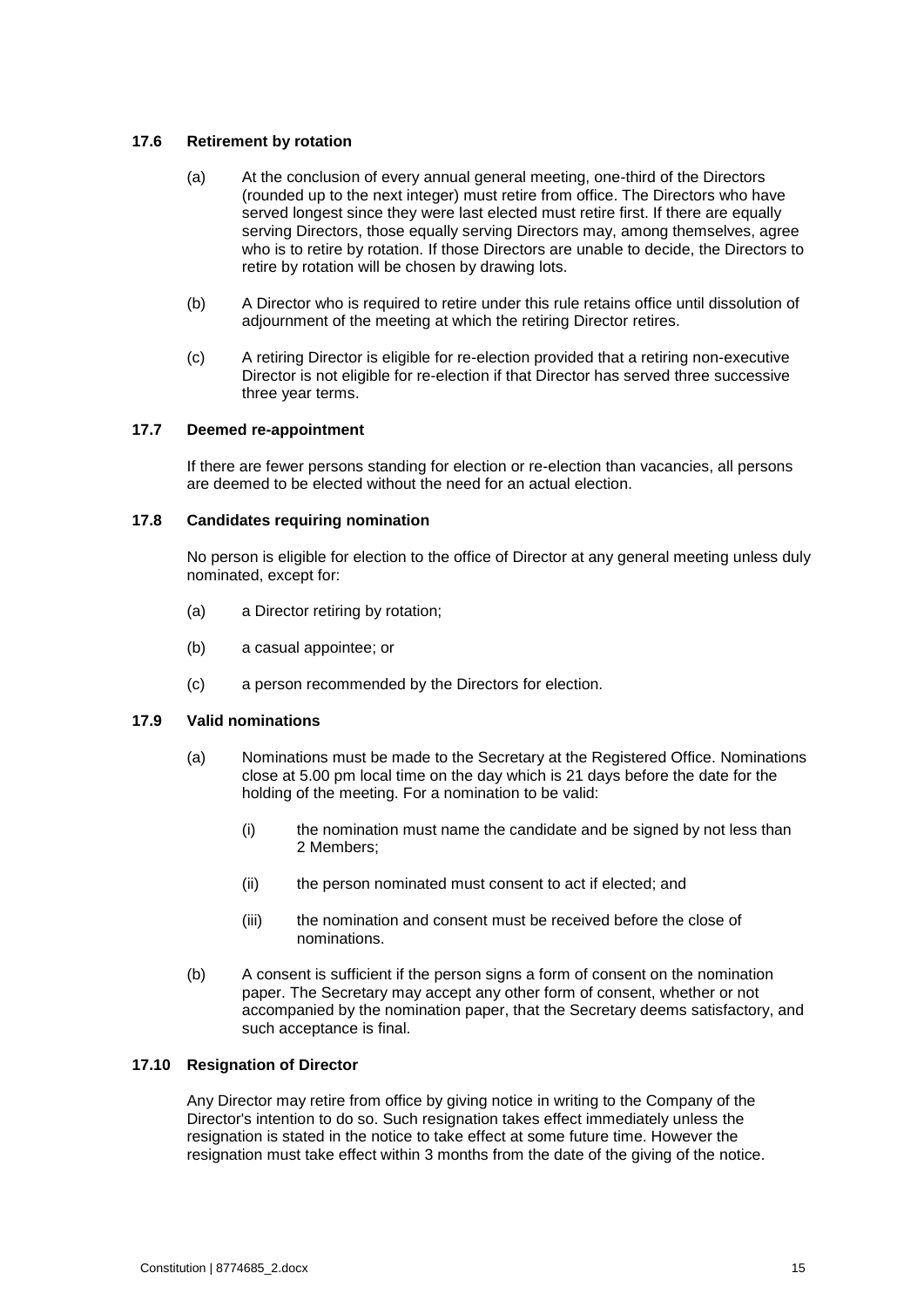### 17.6 Retirement by rotation

(a) At the conclusion of every annual general meeting, one-third of the Directors (rounded up to the next integer) must retire from office. The Directors who have served longest since they were last elected must retire first. If there are equally serving Directors, those equally serving Directors may, among themselves, agree who is to retire by rotation. If those Directors are unable to decide, the Directors to retire by rotation will be chosen by drawing lots.

(b) A Director who is required to retire under this rule retains office until dissolution of adjournment of the meeting at which the retiring Director retires.

(c) A retiring Director is eligible for re-election provided that a retiring non-executive Director is not eligible for re-election if that Director has served three successive three year terms.

### 17.7 Deemed re-appointment

If there are fewer persons standing for election or re-election than vacancies, all persons are deemed to be elected without the need for an actual election.

### 17.8 Candidates requiring nomination

No person is eligible for election to the office of Director at any general meeting unless duly nominated, except for:

(a) a Director retiring by rotation;

(b) a casual appointee; or

(c) a person recommended by the Directors for election.

### 17.9 Valid nominations

(a) Nominations must be made to the Secretary at the Registered Office. Nominations close at 5.00 pm local time on the day which is 21 days before the date for the holding of the meeting. For a nomination to be valid:

(i) the nomination must name the candidate and be signed by not less than 2 Members;

(ii) the person nominated must consent to act if elected; and

(iii) the nomination and consent must be received before the close of nominations.

(b) A consent is sufficient if the person signs a form of consent on the nomination paper. The Secretary may accept any other form of consent, whether or not accompanied by the nomination paper, that the Secretary deems satisfactory, and such acceptance is final.

### 17.10 Resignation of Director

Any Director may retire from office by giving notice in writing to the Company of the Director's intention to do so. Such resignation takes effect immediately unless the resignation is stated in the notice to take effect at some future time. However the resignation must take effect within 3 months from the date of the giving of the notice.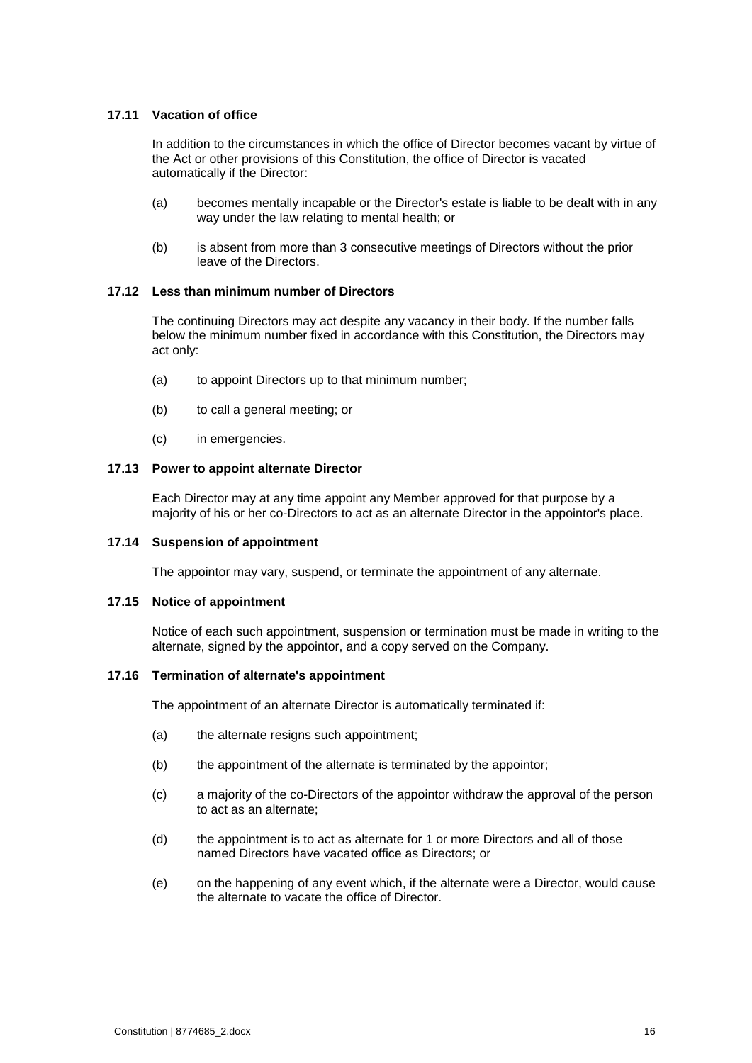### 17.11 Vacation of office

In addition to the circumstances in which the office of Director becomes vacant by virtue of the Act or other provisions of this Constitution, the office of Director is vacated automatically if the Director:

(a) becomes mentally incapable or the Director's estate is liable to be dealt with in any way under the law relating to mental health; or

(b) is absent from more than 3 consecutive meetings of Directors without the prior leave of the Directors.

### 17.12 Less than minimum number of Directors

The continuing Directors may act despite any vacancy in their body. If the number falls below the minimum number fixed in accordance with this Constitution, the Directors may act only:

(a) to appoint Directors up to that minimum number;

(b) to call a general meeting; or

(c) in emergencies.

### 17.13 Power to appoint alternate Director

Each Director may at any time appoint any Member approved for that purpose by a majority of his or her co-Directors to act as an alternate Director in the appointor's place.

### 17.14 Suspension of appointment

The appointor may vary, suspend, or terminate the appointment of any alternate.

### 17.15 Notice of appointment

Notice of each such appointment, suspension or termination must be made in writing to the alternate, signed by the appointor, and a copy served on the Company.

### 17.16 Termination of alternate's appointment

The appointment of an alternate Director is automatically terminated if:

(a) the alternate resigns such appointment;

(b) the appointment of the alternate is terminated by the appointor;

(c) a majority of the co-Directors of the appointor withdraw the approval of the person to act as an alternate;

(d) the appointment is to act as alternate for 1 or more Directors and all of those named Directors have vacated office as Directors; or

(e) on the happening of any event which, if the alternate were a Director, would cause the alternate to vacate the office of Director.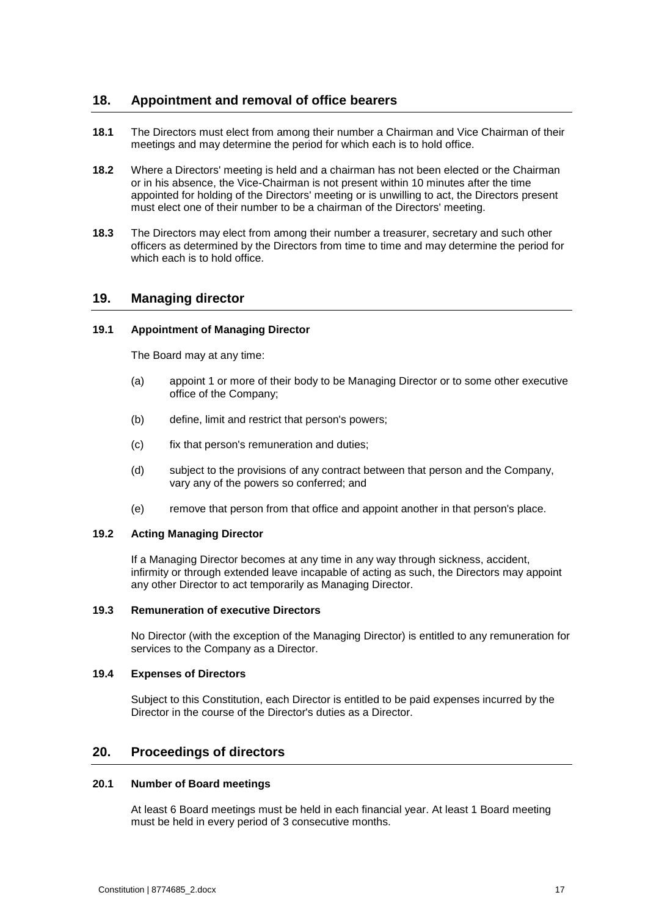## 18. Appointment and removal of office bearers

**18.1** The Directors must elect from among their number a Chairman and Vice Chairman of their meetings and may determine the period for which each is to hold office.

**18.2** Where a Directors' meeting is held and a chairman has not been elected or the Chairman or in his absence, the Vice-Chairman is not present within 10 minutes after the time appointed for holding of the Directors' meeting or is unwilling to act, the Directors present must elect one of their number to be a chairman of the Directors' meeting.

**18.3** The Directors may elect from among their number a treasurer, secretary and such other officers as determined by the Directors from time to time and may determine the period for which each is to hold office.

## 19. Managing director

### 19.1 Appointment of Managing Director

The Board may at any time:

(a) appoint 1 or more of their body to be Managing Director or to some other executive office of the Company;

(b) define, limit and restrict that person's powers;

(c) fix that person's remuneration and duties;

(d) subject to the provisions of any contract between that person and the Company, vary any of the powers so conferred; and

(e) remove that person from that office and appoint another in that person's place.

### 19.2 Acting Managing Director

If a Managing Director becomes at any time in any way through sickness, accident, infirmity or through extended leave incapable of acting as such, the Directors may appoint any other Director to act temporarily as Managing Director.

### 19.3 Remuneration of executive Directors

No Director (with the exception of the Managing Director) is entitled to any remuneration for services to the Company as a Director.

### 19.4 Expenses of Directors

Subject to this Constitution, each Director is entitled to be paid expenses incurred by the Director in the course of the Director's duties as a Director.

## 20. Proceedings of directors

### 20.1 Number of Board meetings

At least 6 Board meetings must be held in each financial year. At least 1 Board meeting must be held in every period of 3 consecutive months.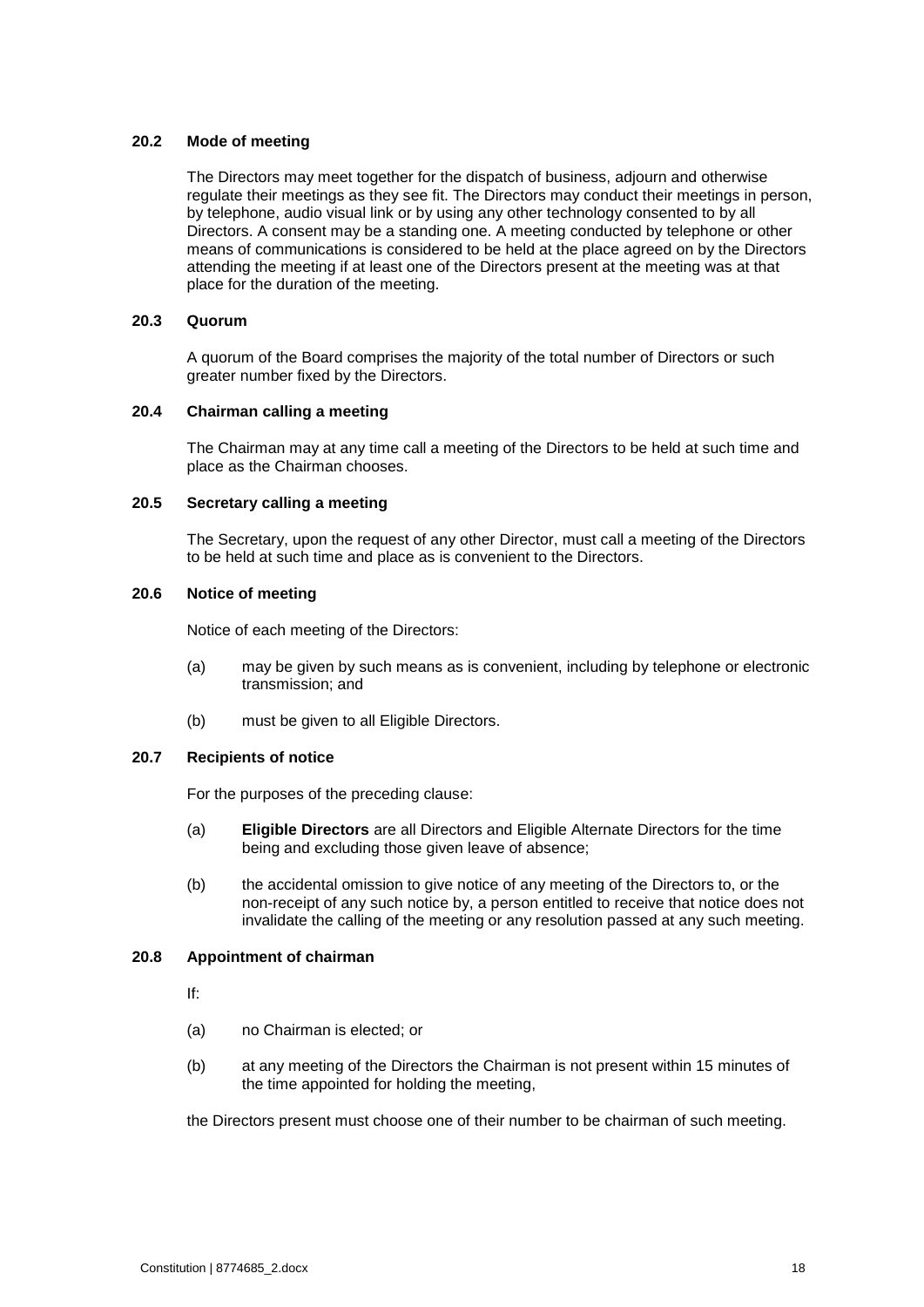### 20.2 Mode of meeting

The Directors may meet together for the dispatch of business, adjourn and otherwise regulate their meetings as they see fit. The Directors may conduct their meetings in person, by telephone, audio visual link or by using any other technology consented to by all Directors. A consent may be a standing one. A meeting conducted by telephone or other means of communications is considered to be held at the place agreed on by the Directors attending the meeting if at least one of the Directors present at the meeting was at that place for the duration of the meeting.

### 20.3 Quorum

A quorum of the Board comprises the majority of the total number of Directors or such greater number fixed by the Directors.

### 20.4 Chairman calling a meeting

The Chairman may at any time call a meeting of the Directors to be held at such time and place as the Chairman chooses.

### 20.5 Secretary calling a meeting

The Secretary, upon the request of any other Director, must call a meeting of the Directors to be held at such time and place as is convenient to the Directors.

### 20.6 Notice of meeting

Notice of each meeting of the Directors:

(a) may be given by such means as is convenient, including by telephone or electronic transmission; and

(b) must be given to all Eligible Directors.

### 20.7 Recipients of notice

For the purposes of the preceding clause:

(a) **Eligible Directors** are all Directors and Eligible Alternate Directors for the time being and excluding those given leave of absence;

(b) the accidental omission to give notice of any meeting of the Directors to, or the non-receipt of any such notice by, a person entitled to receive that notice does not invalidate the calling of the meeting or any resolution passed at any such meeting.

### 20.8 Appointment of chairman

If:

(a) no Chairman is elected; or

(b) at any meeting of the Directors the Chairman is not present within 15 minutes of the time appointed for holding the meeting,

the Directors present must choose one of their number to be chairman of such meeting.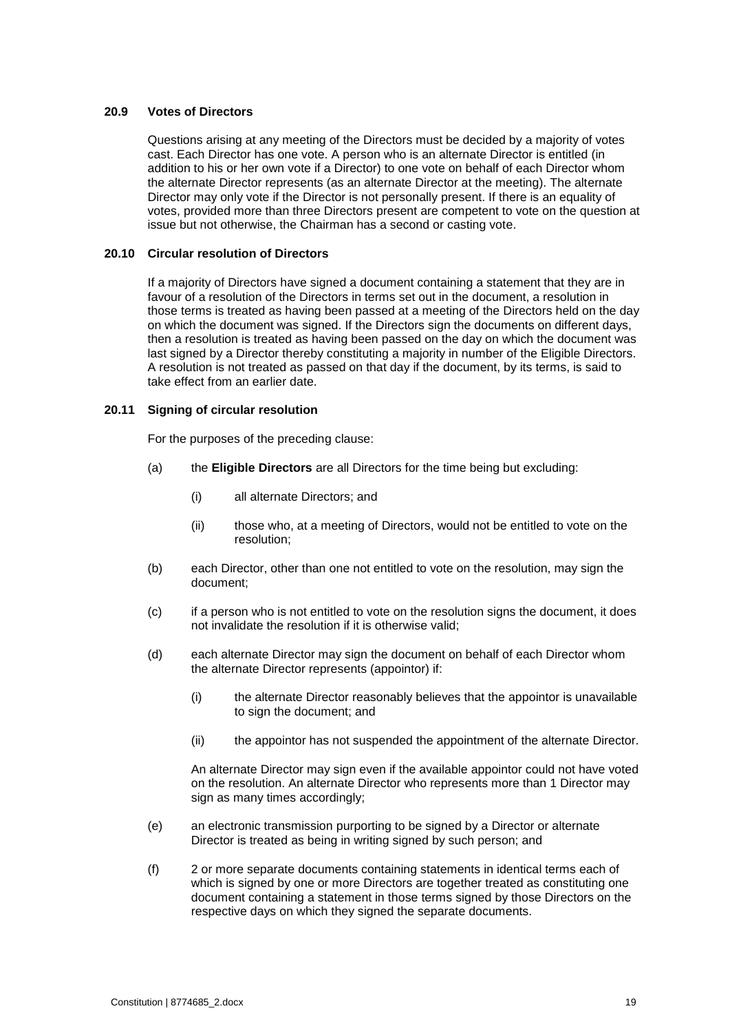### 20.9 Votes of Directors

Questions arising at any meeting of the Directors must be decided by a majority of votes cast. Each Director has one vote. A person who is an alternate Director is entitled (in addition to his or her own vote if a Director) to one vote on behalf of each Director whom the alternate Director represents (as an alternate Director at the meeting). The alternate Director may only vote if the Director is not personally present. If there is an equality of votes, provided more than three Directors present are competent to vote on the question at issue but not otherwise, the Chairman has a second or casting vote.

### 20.10 Circular resolution of Directors

If a majority of Directors have signed a document containing a statement that they are in favour of a resolution of the Directors in terms set out in the document, a resolution in those terms is treated as having been passed at a meeting of the Directors held on the day on which the document was signed. If the Directors sign the documents on different days, then a resolution is treated as having been passed on the day on which the document was last signed by a Director thereby constituting a majority in number of the Eligible Directors. A resolution is not treated as passed on that day if the document, by its terms, is said to take effect from an earlier date.

### 20.11 Signing of circular resolution

For the purposes of the preceding clause:

(a) the **Eligible Directors** are all Directors for the time being but excluding:

    (i) all alternate Directors; and

    (ii) those who, at a meeting of Directors, would not be entitled to vote on the resolution;

(b) each Director, other than one not entitled to vote on the resolution, may sign the document;

(c) if a person who is not entitled to vote on the resolution signs the document, it does not invalidate the resolution if it is otherwise valid;

(d) each alternate Director may sign the document on behalf of each Director whom the alternate Director represents (appointor) if:

    (i) the alternate Director reasonably believes that the appointor is unavailable to sign the document; and

    (ii) the appointor has not suspended the appointment of the alternate Director.

An alternate Director may sign even if the available appointor could not have voted on the resolution. An alternate Director who represents more than 1 Director may sign as many times accordingly;

(e) an electronic transmission purporting to be signed by a Director or alternate Director is treated as being in writing signed by such person; and

(f) 2 or more separate documents containing statements in identical terms each of which is signed by one or more Directors are together treated as constituting one document containing a statement in those terms signed by those Directors on the respective days on which they signed the separate documents.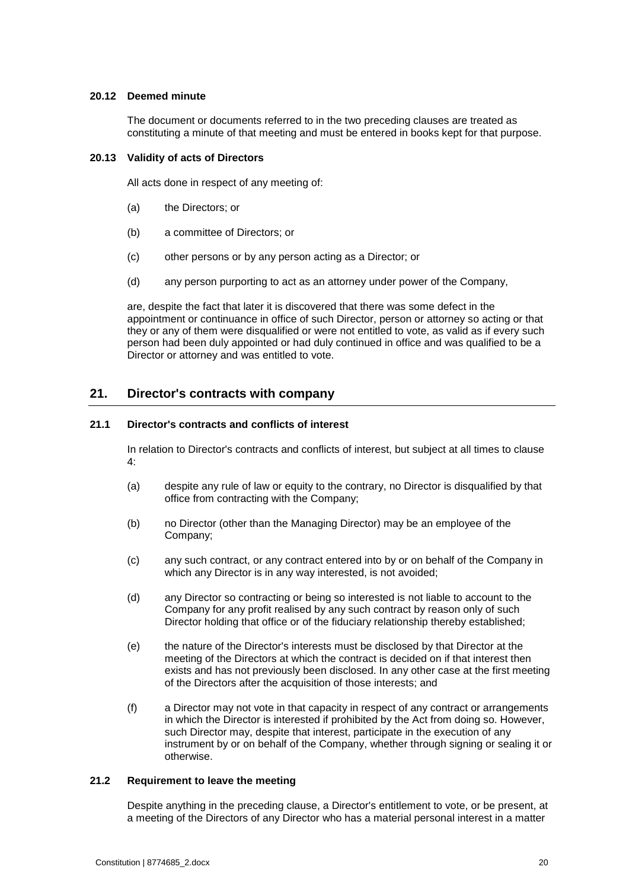### 20.12 Deemed minute

The document or documents referred to in the two preceding clauses are treated as constituting a minute of that meeting and must be entered in books kept for that purpose.

### 20.13 Validity of acts of Directors

All acts done in respect of any meeting of:

(a) the Directors; or

(b) a committee of Directors; or

(c) other persons or by any person acting as a Director; or

(d) any person purporting to act as an attorney under power of the Company,

are, despite the fact that later it is discovered that there was some defect in the appointment or continuance in office of such Director, person or attorney so acting or that they or any of them were disqualified or were not entitled to vote, as valid as if every such person had been duly appointed or had duly continued in office and was qualified to be a Director or attorney and was entitled to vote.

## 21. Director's contracts with company

### 21.1 Director's contracts and conflicts of interest

In relation to Director's contracts and conflicts of interest, but subject at all times to clause 4:

(a) despite any rule of law or equity to the contrary, no Director is disqualified by that office from contracting with the Company;

(b) no Director (other than the Managing Director) may be an employee of the Company;

(c) any such contract, or any contract entered into by or on behalf of the Company in which any Director is in any way interested, is not avoided;

(d) any Director so contracting or being so interested is not liable to account to the Company for any profit realised by any such contract by reason only of such Director holding that office or of the fiduciary relationship thereby established;

(e) the nature of the Director's interests must be disclosed by that Director at the meeting of the Directors at which the contract is decided on if that interest then exists and has not previously been disclosed. In any other case at the first meeting of the Directors after the acquisition of those interests; and

(f) a Director may not vote in that capacity in respect of any contract or arrangements in which the Director is interested if prohibited by the Act from doing so. However, such Director may, despite that interest, participate in the execution of any instrument by or on behalf of the Company, whether through signing or sealing it or otherwise.

### 21.2 Requirement to leave the meeting

Despite anything in the preceding clause, a Director's entitlement to vote, or be present, at a meeting of the Directors of any Director who has a material personal interest in a matter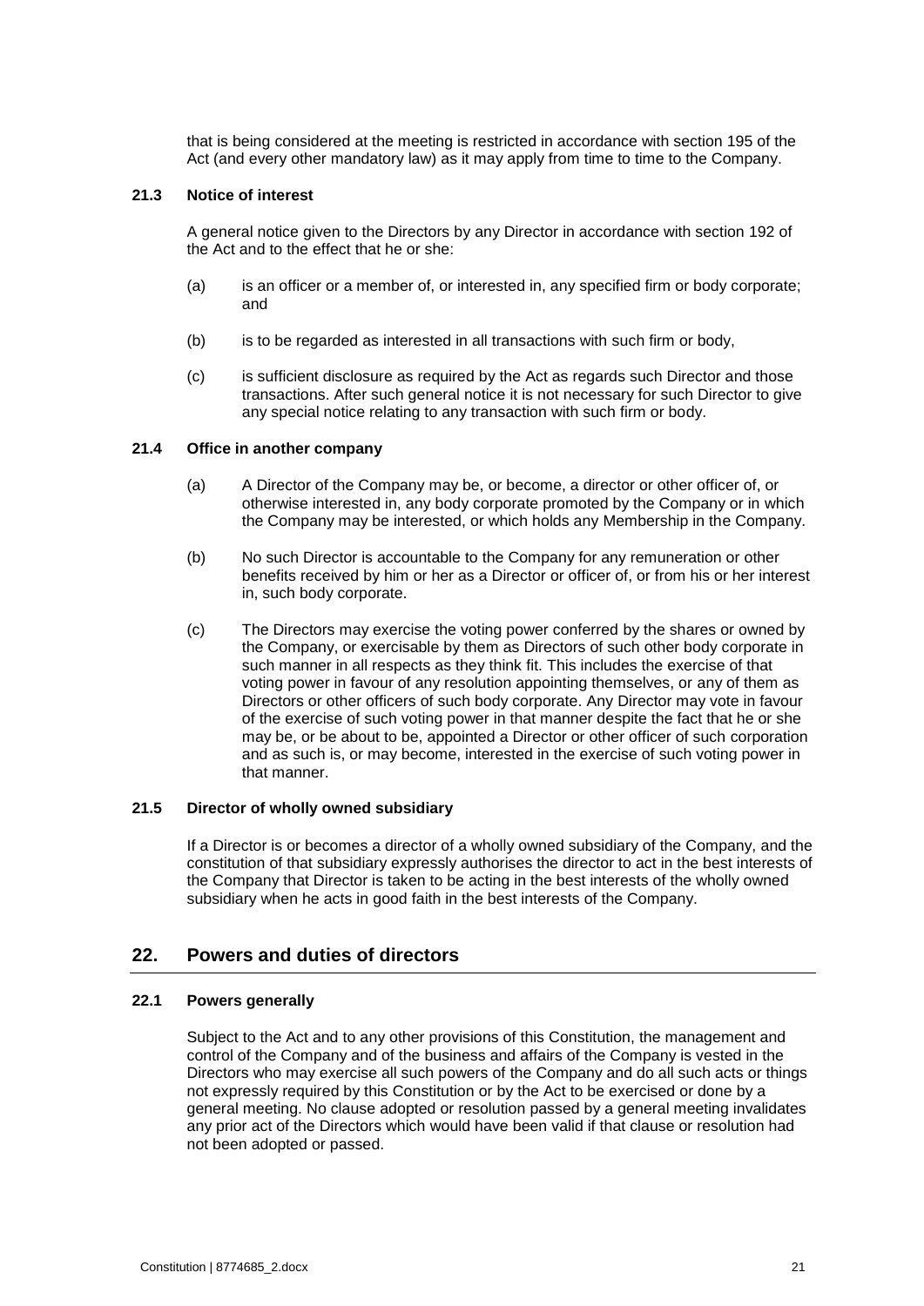that is being considered at the meeting is restricted in accordance with section 195 of the Act (and every other mandatory law) as it may apply from time to time to the Company.

### 21.3 Notice of interest

A general notice given to the Directors by any Director in accordance with section 192 of the Act and to the effect that he or she:

(a) is an officer or a member of, or interested in, any specified firm or body corporate; and

(b) is to be regarded as interested in all transactions with such firm or body,

(c) is sufficient disclosure as required by the Act as regards such Director and those transactions. After such general notice it is not necessary for such Director to give any special notice relating to any transaction with such firm or body.

### 21.4 Office in another company

(a) A Director of the Company may be, or become, a director or other officer of, or otherwise interested in, any body corporate promoted by the Company or in which the Company may be interested, or which holds any Membership in the Company.

(b) No such Director is accountable to the Company for any remuneration or other benefits received by him or her as a Director or officer of, or from his or her interest in, such body corporate.

(c) The Directors may exercise the voting power conferred by the shares or owned by the Company, or exercisable by them as Directors of such other body corporate in such manner in all respects as they think fit. This includes the exercise of that voting power in favour of any resolution appointing themselves, or any of them as Directors or other officers of such body corporate. Any Director may vote in favour of the exercise of such voting power in that manner despite the fact that he or she may be, or be about to be, appointed a Director or other officer of such corporation and as such is, or may become, interested in the exercise of such voting power in that manner.

### 21.5 Director of wholly owned subsidiary

If a Director is or becomes a director of a wholly owned subsidiary of the Company, and the constitution of that subsidiary expressly authorises the director to act in the best interests of the Company that Director is taken to be acting in the best interests of the wholly owned subsidiary when he acts in good faith in the best interests of the Company.

## 22. Powers and duties of directors

### 22.1 Powers generally

Subject to the Act and to any other provisions of this Constitution, the management and control of the Company and of the business and affairs of the Company is vested in the Directors who may exercise all such powers of the Company and do all such acts or things not expressly required by this Constitution or by the Act to be exercised or done by a general meeting. No clause adopted or resolution passed by a general meeting invalidates any prior act of the Directors which would have been valid if that clause or resolution had not been adopted or passed.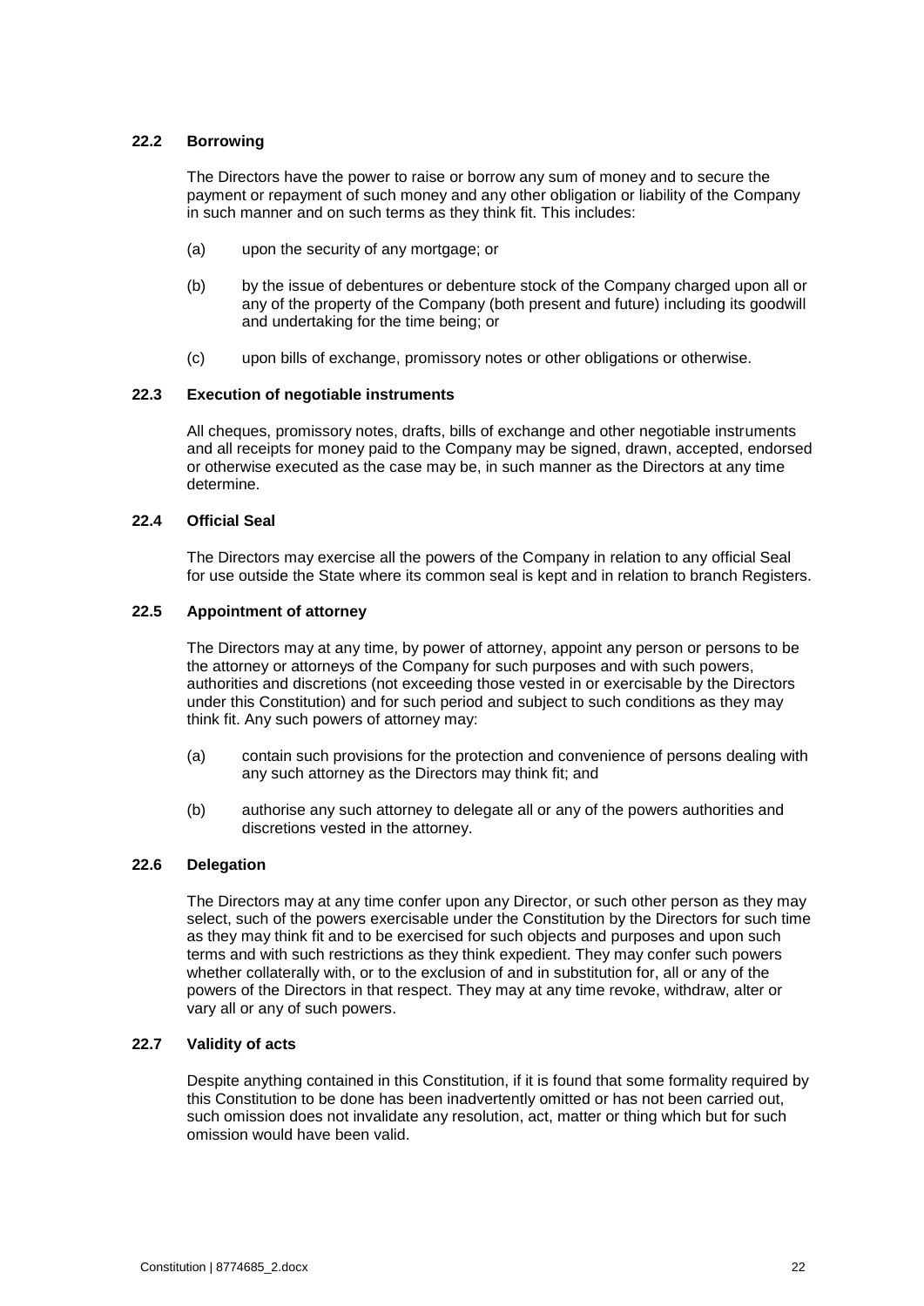### 22.2 Borrowing

The Directors have the power to raise or borrow any sum of money and to secure the payment or repayment of such money and any other obligation or liability of the Company in such manner and on such terms as they think fit. This includes:

(a) upon the security of any mortgage; or

(b) by the issue of debentures or debenture stock of the Company charged upon all or any of the property of the Company (both present and future) including its goodwill and undertaking for the time being; or

(c) upon bills of exchange, promissory notes or other obligations or otherwise.

### 22.3 Execution of negotiable instruments

All cheques, promissory notes, drafts, bills of exchange and other negotiable instruments and all receipts for money paid to the Company may be signed, drawn, accepted, endorsed or otherwise executed as the case may be, in such manner as the Directors at any time determine.

### 22.4 Official Seal

The Directors may exercise all the powers of the Company in relation to any official Seal for use outside the State where its common seal is kept and in relation to branch Registers.

### 22.5 Appointment of attorney

The Directors may at any time, by power of attorney, appoint any person or persons to be the attorney or attorneys of the Company for such purposes and with such powers, authorities and discretions (not exceeding those vested in or exercisable by the Directors under this Constitution) and for such period and subject to such conditions as they may think fit. Any such powers of attorney may:

(a) contain such provisions for the protection and convenience of persons dealing with any such attorney as the Directors may think fit; and

(b) authorise any such attorney to delegate all or any of the powers authorities and discretions vested in the attorney.

### 22.6 Delegation

The Directors may at any time confer upon any Director, or such other person as they may select, such of the powers exercisable under the Constitution by the Directors for such time as they may think fit and to be exercised for such objects and purposes and upon such terms and with such restrictions as they think expedient. They may confer such powers whether collaterally with, or to the exclusion of and in substitution for, all or any of the powers of the Directors in that respect. They may at any time revoke, withdraw, alter or vary all or any of such powers.

### 22.7 Validity of acts

Despite anything contained in this Constitution, if it is found that some formality required by this Constitution to be done has been inadvertently omitted or has not been carried out, such omission does not invalidate any resolution, act, matter or thing which but for such omission would have been valid.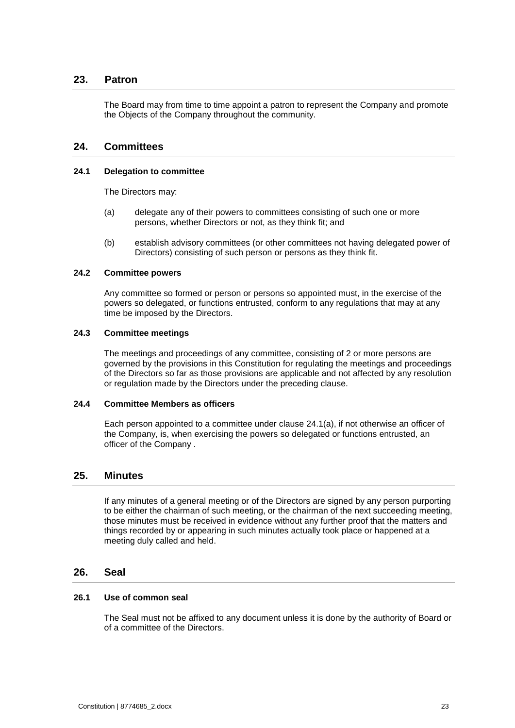## 23. Patron

The Board may from time to time appoint a patron to represent the Company and promote the Objects of the Company throughout the community.

## 24. Committees

### 24.1 Delegation to committee

The Directors may:

(a) delegate any of their powers to committees consisting of such one or more persons, whether Directors or not, as they think fit; and

(b) establish advisory committees (or other committees not having delegated power of Directors) consisting of such person or persons as they think fit.

### 24.2 Committee powers

Any committee so formed or person or persons so appointed must, in the exercise of the powers so delegated, or functions entrusted, conform to any regulations that may at any time be imposed by the Directors.

### 24.3 Committee meetings

The meetings and proceedings of any committee, consisting of 2 or more persons are governed by the provisions in this Constitution for regulating the meetings and proceedings of the Directors so far as those provisions are applicable and not affected by any resolution or regulation made by the Directors under the preceding clause.

### 24.4 Committee Members as officers

Each person appointed to a committee under clause 24.1(a), if not otherwise an officer of the Company, is, when exercising the powers so delegated or functions entrusted, an officer of the Company .

## 25. Minutes

If any minutes of a general meeting or of the Directors are signed by any person purporting to be either the chairman of such meeting, or the chairman of the next succeeding meeting, those minutes must be received in evidence without any further proof that the matters and things recorded by or appearing in such minutes actually took place or happened at a meeting duly called and held.

## 26. Seal

### 26.1 Use of common seal

The Seal must not be affixed to any document unless it is done by the authority of Board or of a committee of the Directors.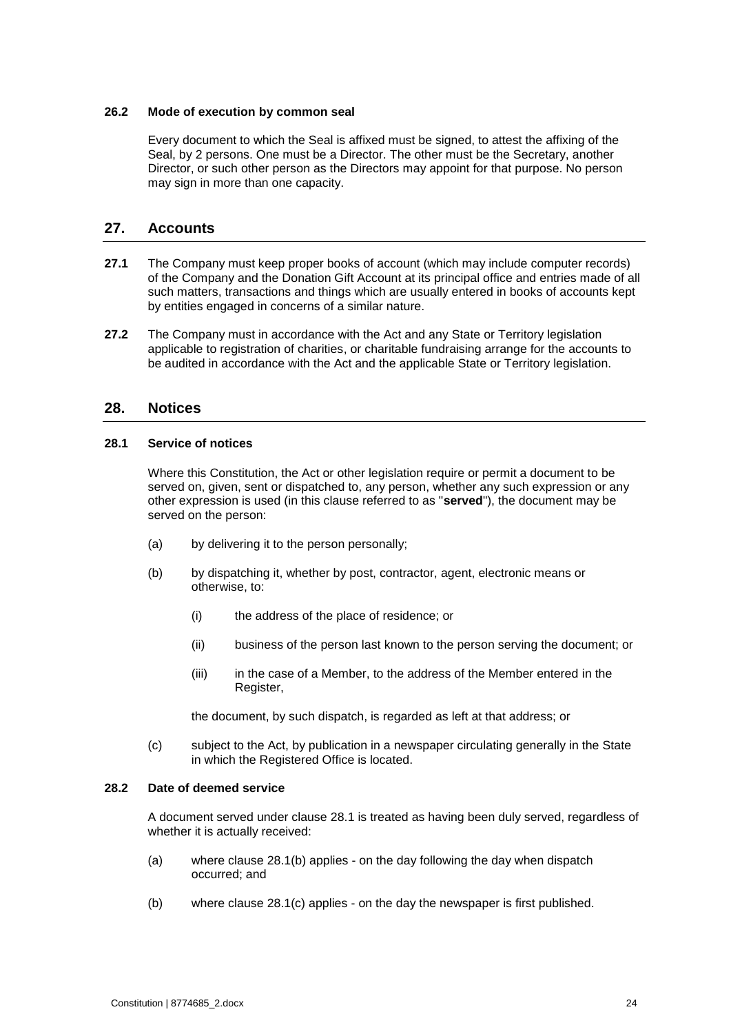### 26.2 Mode of execution by common seal

Every document to which the Seal is affixed must be signed, to attest the affixing of the Seal, by 2 persons. One must be a Director. The other must be the Secretary, another Director, or such other person as the Directors may appoint for that purpose. No person may sign in more than one capacity.

## 27. Accounts

**27.1** The Company must keep proper books of account (which may include computer records) of the Company and the Donation Gift Account at its principal office and entries made of all such matters, transactions and things which are usually entered in books of accounts kept by entities engaged in concerns of a similar nature.

**27.2** The Company must in accordance with the Act and any State or Territory legislation applicable to registration of charities, or charitable fundraising arrange for the accounts to be audited in accordance with the Act and the applicable State or Territory legislation.

## 28. Notices

### 28.1 Service of notices

Where this Constitution, the Act or other legislation require or permit a document to be served on, given, sent or dispatched to, any person, whether any such expression or any other expression is used (in this clause referred to as "**served**"), the document may be served on the person:

(a) by delivering it to the person personally;

(b) by dispatching it, whether by post, contractor, agent, electronic means or otherwise, to:

(i) the address of the place of residence; or

(ii) business of the person last known to the person serving the document; or

(iii) in the case of a Member, to the address of the Member entered in the Register,

the document, by such dispatch, is regarded as left at that address; or

(c) subject to the Act, by publication in a newspaper circulating generally in the State in which the Registered Office is located.

### 28.2 Date of deemed service

A document served under clause 28.1 is treated as having been duly served, regardless of whether it is actually received:

(a) where clause 28.1(b) applies - on the day following the day when dispatch occurred; and

(b) where clause 28.1(c) applies - on the day the newspaper is first published.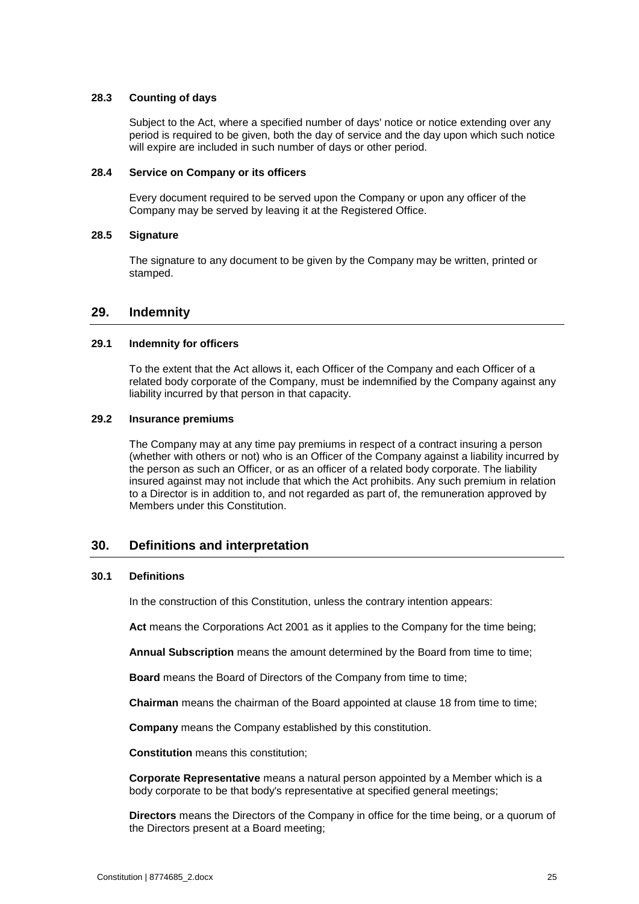### 28.3 Counting of days

Subject to the Act, where a specified number of days' notice or notice extending over any period is required to be given, both the day of service and the day upon which such notice will expire are included in such number of days or other period.

### 28.4 Service on Company or its officers

Every document required to be served upon the Company or upon any officer of the Company may be served by leaving it at the Registered Office.

### 28.5 Signature

The signature to any document to be given by the Company may be written, printed or stamped.

## 29. Indemnity

### 29.1 Indemnity for officers

To the extent that the Act allows it, each Officer of the Company and each Officer of a related body corporate of the Company, must be indemnified by the Company against any liability incurred by that person in that capacity.

### 29.2 Insurance premiums

The Company may at any time pay premiums in respect of a contract insuring a person (whether with others or not) who is an Officer of the Company against a liability incurred by the person as such an Officer, or as an officer of a related body corporate. The liability insured against may not include that which the Act prohibits. Any such premium in relation to a Director is in addition to, and not regarded as part of, the remuneration approved by Members under this Constitution.

## 30. Definitions and interpretation

### 30.1 Definitions

In the construction of this Constitution, unless the contrary intention appears:

**Act** means the Corporations Act 2001 as it applies to the Company for the time being;

**Annual Subscription** means the amount determined by the Board from time to time;

**Board** means the Board of Directors of the Company from time to time;

**Chairman** means the chairman of the Board appointed at clause 18 from time to time;

**Company** means the Company established by this constitution.

**Constitution** means this constitution;

**Corporate Representative** means a natural person appointed by a Member which is a body corporate to be that body's representative at specified general meetings;

**Directors** means the Directors of the Company in office for the time being, or a quorum of the Directors present at a Board meeting;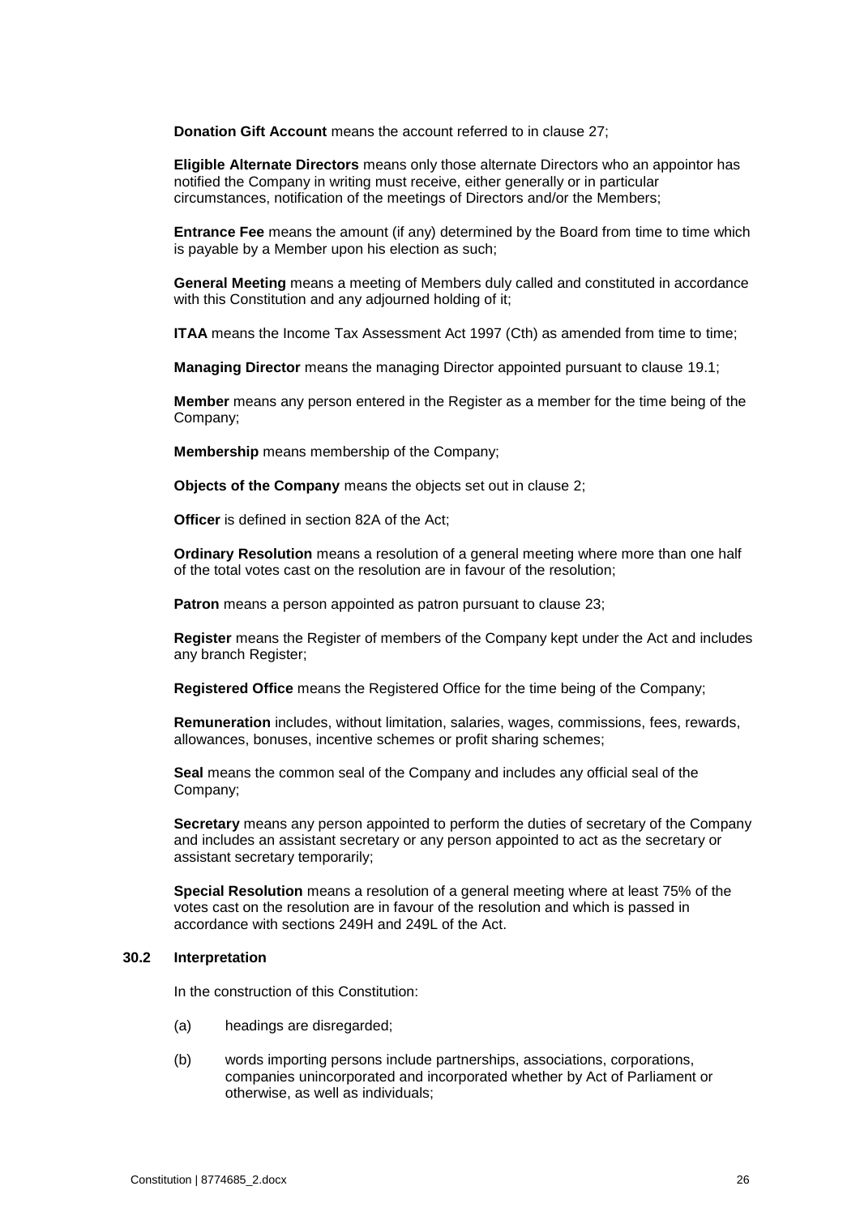**Donation Gift Account** means the account referred to in clause 27;

**Eligible Alternate Directors** means only those alternate Directors who an appointor has notified the Company in writing must receive, either generally or in particular circumstances, notification of the meetings of Directors and/or the Members;

**Entrance Fee** means the amount (if any) determined by the Board from time to time which is payable by a Member upon his election as such;

**General Meeting** means a meeting of Members duly called and constituted in accordance with this Constitution and any adjourned holding of it;

**ITAA** means the Income Tax Assessment Act 1997 (Cth) as amended from time to time;

**Managing Director** means the managing Director appointed pursuant to clause 19.1;

**Member** means any person entered in the Register as a member for the time being of the Company;

**Membership** means membership of the Company;

**Objects of the Company** means the objects set out in clause 2;

**Officer** is defined in section 82A of the Act;

**Ordinary Resolution** means a resolution of a general meeting where more than one half of the total votes cast on the resolution are in favour of the resolution;

**Patron** means a person appointed as patron pursuant to clause 23;

**Register** means the Register of members of the Company kept under the Act and includes any branch Register;

**Registered Office** means the Registered Office for the time being of the Company;

**Remuneration** includes, without limitation, salaries, wages, commissions, fees, rewards, allowances, bonuses, incentive schemes or profit sharing schemes;

**Seal** means the common seal of the Company and includes any official seal of the Company;

**Secretary** means any person appointed to perform the duties of secretary of the Company and includes an assistant secretary or any person appointed to act as the secretary or assistant secretary temporarily;

**Special Resolution** means a resolution of a general meeting where at least 75% of the votes cast on the resolution are in favour of the resolution and which is passed in accordance with sections 249H and 249L of the Act.

### 30.2 Interpretation

In the construction of this Constitution:

(a) headings are disregarded;

(b) words importing persons include partnerships, associations, corporations, companies unincorporated and incorporated whether by Act of Parliament or otherwise, as well as individuals;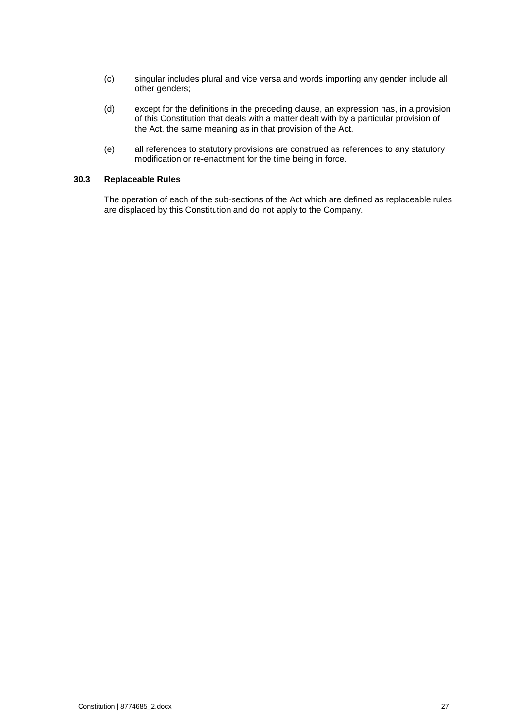(c) singular includes plural and vice versa and words importing any gender include all other genders;

(d) except for the definitions in the preceding clause, an expression has, in a provision of this Constitution that deals with a matter dealt with by a particular provision of the Act, the same meaning as in that provision of the Act.

(e) all references to statutory provisions are construed as references to any statutory modification or re-enactment for the time being in force.

### 30.3 Replaceable Rules

The operation of each of the sub-sections of the Act which are defined as replaceable rules are displaced by this Constitution and do not apply to the Company.